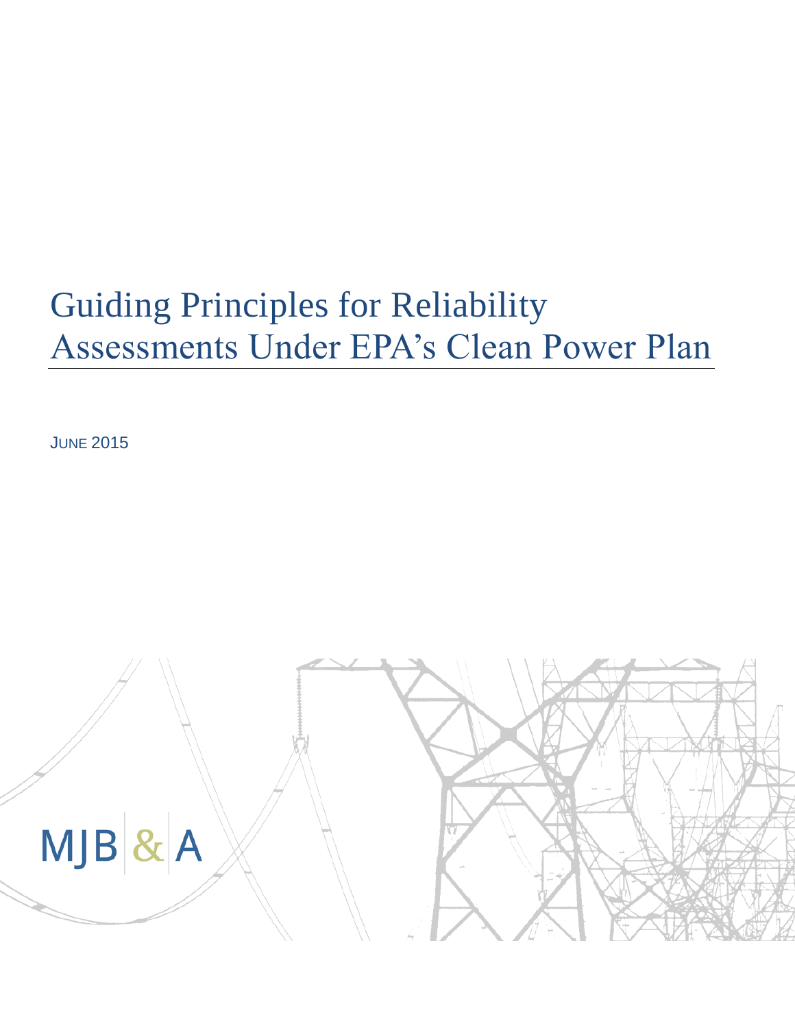# Guiding Principles for Reliability Assessments Under EPA's Clean Power Plan

JUNE 2015

MJB & A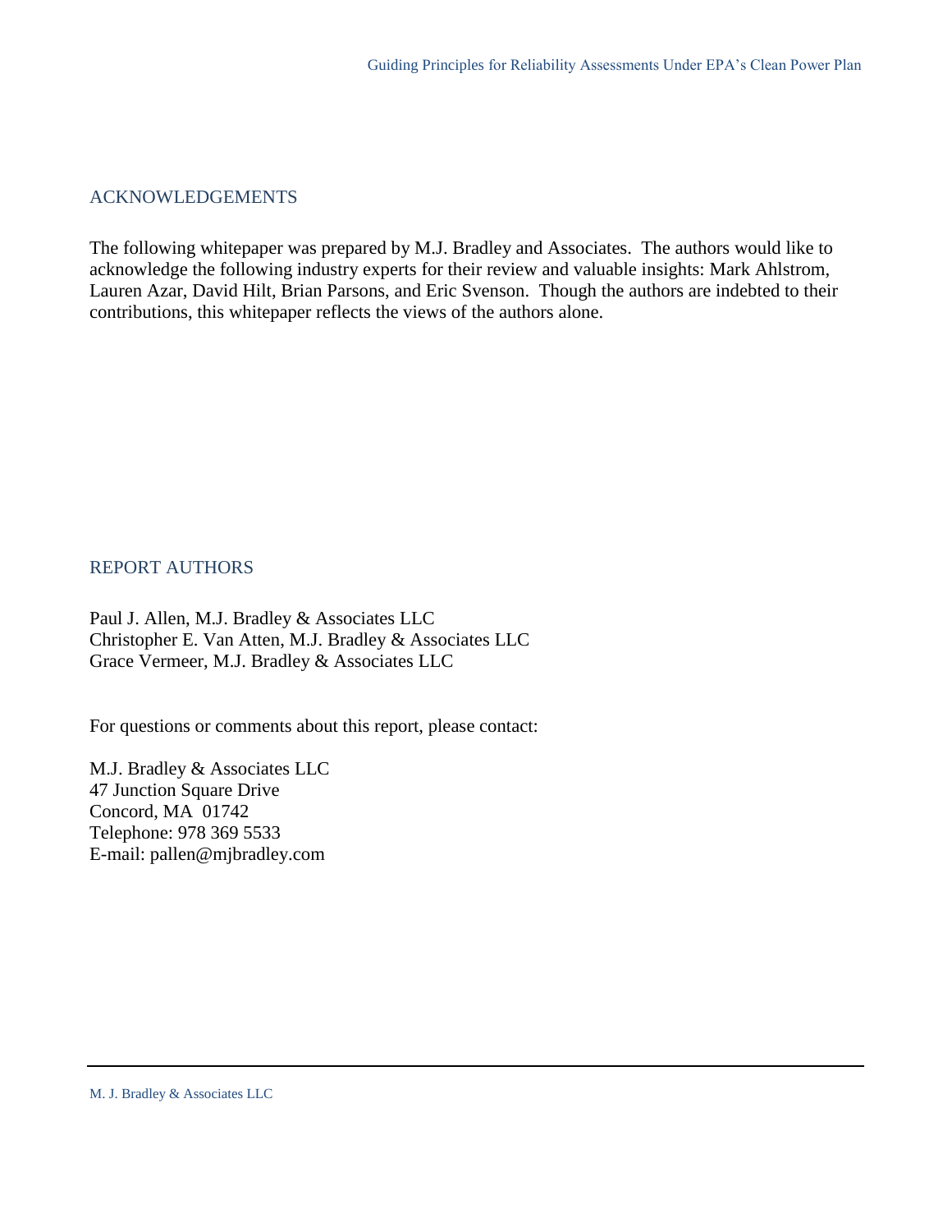## ACKNOWLEDGEMENTS

The following whitepaper was prepared by M.J. Bradley and Associates. The authors would like to acknowledge the following industry experts for their review and valuable insights: Mark Ahlstrom, Lauren Azar, David Hilt, Brian Parsons, and Eric Svenson. Though the authors are indebted to their contributions, this whitepaper reflects the views of the authors alone.

## REPORT AUTHORS

Paul J. Allen, M.J. Bradley & Associates LLC
Christopher E. Van Atten, M.J. Bradley & Associates LLC
Grace Vermeer, M.J. Bradley & Associates LLC

For questions or comments about this report, please contact:

M.J. Bradley & Associates LLC
47 Junction Square Drive
Concord, MA 01742
Telephone: 978 369 5533
E-mail: pallen@mjbradley.com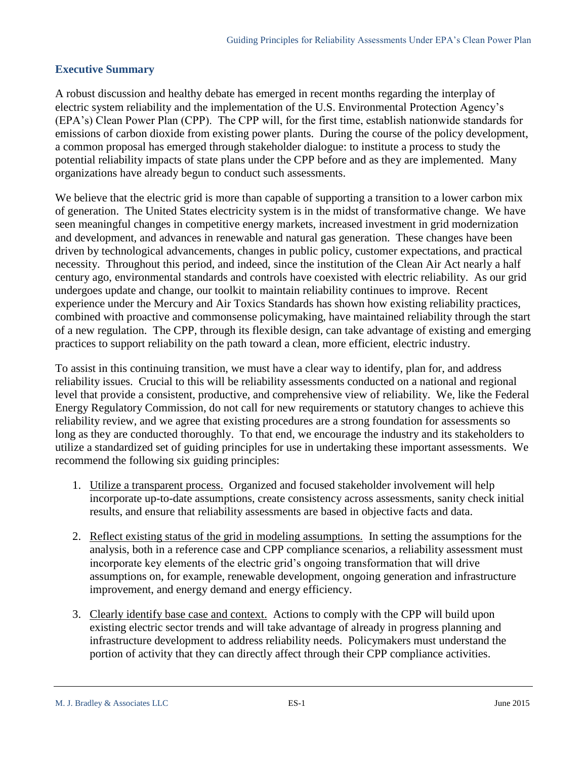## Executive Summary

A robust discussion and healthy debate has emerged in recent months regarding the interplay of electric system reliability and the implementation of the U.S. Environmental Protection Agency's (EPA's) Clean Power Plan (CPP). The CPP will, for the first time, establish nationwide standards for emissions of carbon dioxide from existing power plants. During the course of the policy development, a common proposal has emerged through stakeholder dialogue: to institute a process to study the potential reliability impacts of state plans under the CPP before and as they are implemented. Many organizations have already begun to conduct such assessments.

We believe that the electric grid is more than capable of supporting a transition to a lower carbon mix of generation. The United States electricity system is in the midst of transformative change. We have seen meaningful changes in competitive energy markets, increased investment in grid modernization and development, and advances in renewable and natural gas generation. These changes have been driven by technological advancements, changes in public policy, customer expectations, and practical necessity. Throughout this period, and indeed, since the institution of the Clean Air Act nearly a half century ago, environmental standards and controls have coexisted with electric reliability. As our grid undergoes update and change, our toolkit to maintain reliability continues to improve. Recent experience under the Mercury and Air Toxics Standards has shown how existing reliability practices, combined with proactive and commonsense policymaking, have maintained reliability through the start of a new regulation. The CPP, through its flexible design, can take advantage of existing and emerging practices to support reliability on the path toward a clean, more efficient, electric industry.

To assist in this continuing transition, we must have a clear way to identify, plan for, and address reliability issues. Crucial to this will be reliability assessments conducted on a national and regional level that provide a consistent, productive, and comprehensive view of reliability. We, like the Federal Energy Regulatory Commission, do not call for new requirements or statutory changes to achieve this reliability review, and we agree that existing procedures are a strong foundation for assessments so long as they are conducted thoroughly. To that end, we encourage the industry and its stakeholders to utilize a standardized set of guiding principles for use in undertaking these important assessments. We recommend the following six guiding principles:

1. Utilize a transparent process. Organized and focused stakeholder involvement will help incorporate up-to-date assumptions, create consistency across assessments, sanity check initial results, and ensure that reliability assessments are based in objective facts and data.

2. Reflect existing status of the grid in modeling assumptions. In setting the assumptions for the analysis, both in a reference case and CPP compliance scenarios, a reliability assessment must incorporate key elements of the electric grid's ongoing transformation that will drive assumptions on, for example, renewable development, ongoing generation and infrastructure improvement, and energy demand and energy efficiency.

3. Clearly identify base case and context. Actions to comply with the CPP will build upon existing electric sector trends and will take advantage of already in progress planning and infrastructure development to address reliability needs. Policymakers must understand the portion of activity that they can directly affect through their CPP compliance activities.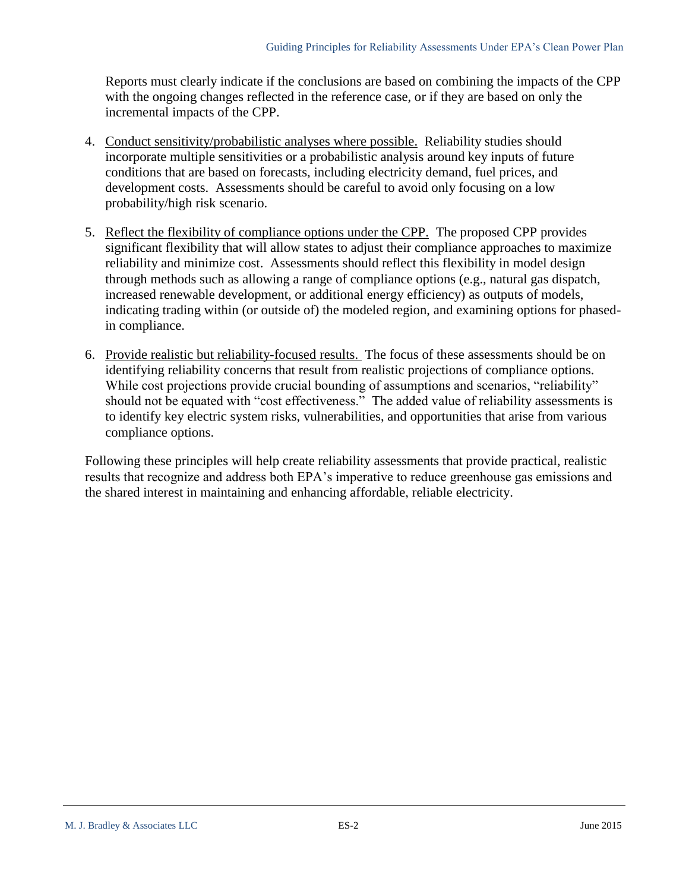Reports must clearly indicate if the conclusions are based on combining the impacts of the CPP with the ongoing changes reflected in the reference case, or if they are based on only the incremental impacts of the CPP.

4. Conduct sensitivity/probabilistic analyses where possible. Reliability studies should incorporate multiple sensitivities or a probabilistic analysis around key inputs of future conditions that are based on forecasts, including electricity demand, fuel prices, and development costs. Assessments should be careful to avoid only focusing on a low probability/high risk scenario.

5. Reflect the flexibility of compliance options under the CPP. The proposed CPP provides significant flexibility that will allow states to adjust their compliance approaches to maximize reliability and minimize cost. Assessments should reflect this flexibility in model design through methods such as allowing a range of compliance options (e.g., natural gas dispatch, increased renewable development, or additional energy efficiency) as outputs of models, indicating trading within (or outside of) the modeled region, and examining options for phased-in compliance.

6. Provide realistic but reliability-focused results. The focus of these assessments should be on identifying reliability concerns that result from realistic projections of compliance options. While cost projections provide crucial bounding of assumptions and scenarios, "reliability" should not be equated with "cost effectiveness." The added value of reliability assessments is to identify key electric system risks, vulnerabilities, and opportunities that arise from various compliance options.

Following these principles will help create reliability assessments that provide practical, realistic results that recognize and address both EPA's imperative to reduce greenhouse gas emissions and the shared interest in maintaining and enhancing affordable, reliable electricity.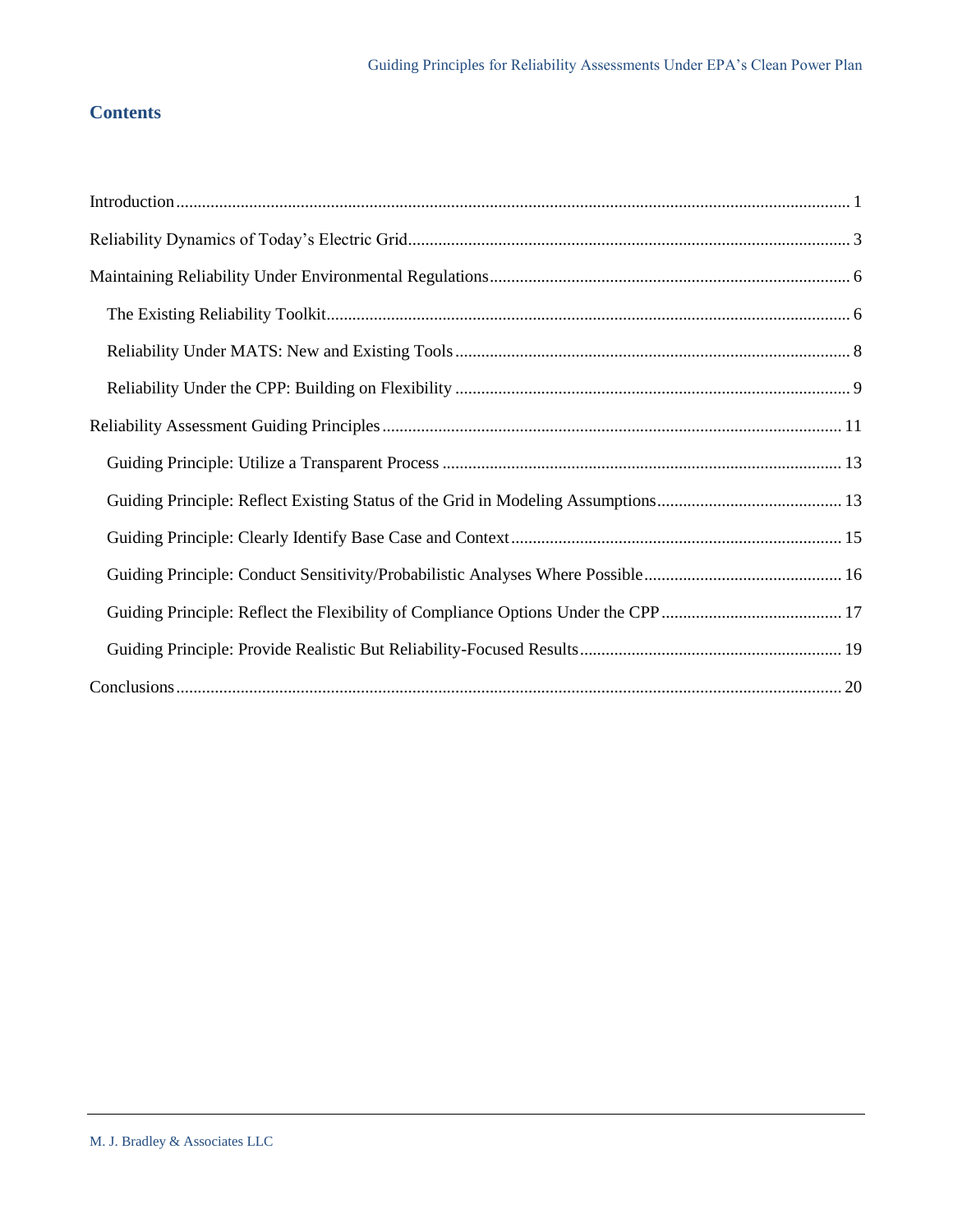## Contents

Introduction ..... 1

Reliability Dynamics of Today's Electric Grid ..... 3

Maintaining Reliability Under Environmental Regulations ..... 6

- The Existing Reliability Toolkit ..... 6
- Reliability Under MATS: New and Existing Tools ..... 8
- Reliability Under the CPP: Building on Flexibility ..... 9

Reliability Assessment Guiding Principles ..... 11

- Guiding Principle: Utilize a Transparent Process ..... 13
- Guiding Principle: Reflect Existing Status of the Grid in Modeling Assumptions ..... 13
- Guiding Principle: Clearly Identify Base Case and Context ..... 15
- Guiding Principle: Conduct Sensitivity/Probabilistic Analyses Where Possible ..... 16
- Guiding Principle: Reflect the Flexibility of Compliance Options Under the CPP ..... 17
- Guiding Principle: Provide Realistic But Reliability-Focused Results ..... 19

Conclusions ..... 20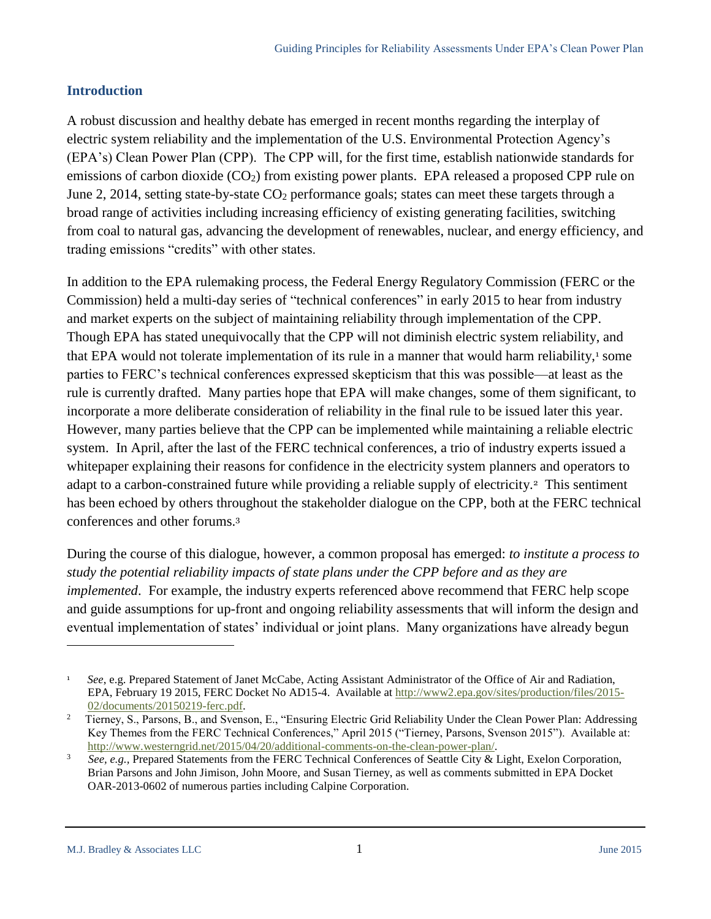## Introduction

A robust discussion and healthy debate has emerged in recent months regarding the interplay of electric system reliability and the implementation of the U.S. Environmental Protection Agency's (EPA's) Clean Power Plan (CPP). The CPP will, for the first time, establish nationwide standards for emissions of carbon dioxide ($CO_2$) from existing power plants. EPA released a proposed CPP rule on June 2, 2014, setting state-by-state $CO_2$ performance goals; states can meet these targets through a broad range of activities including increasing efficiency of existing generating facilities, switching from coal to natural gas, advancing the development of renewables, nuclear, and energy efficiency, and trading emissions "credits" with other states.

In addition to the EPA rulemaking process, the Federal Energy Regulatory Commission (FERC or the Commission) held a multi-day series of "technical conferences" in early 2015 to hear from industry and market experts on the subject of maintaining reliability through implementation of the CPP. Though EPA has stated unequivocally that the CPP will not diminish electric system reliability, and that EPA would not tolerate implementation of its rule in a manner that would harm reliability,[1] some parties to FERC's technical conferences expressed skepticism that this was possible—at least as the rule is currently drafted. Many parties hope that EPA will make changes, some of them significant, to incorporate a more deliberate consideration of reliability in the final rule to be issued later this year. However, many parties believe that the CPP can be implemented while maintaining a reliable electric system. In April, after the last of the FERC technical conferences, a trio of industry experts issued a whitepaper explaining their reasons for confidence in the electricity system planners and operators to adapt to a carbon-constrained future while providing a reliable supply of electricity.[2] This sentiment has been echoed by others throughout the stakeholder dialogue on the CPP, both at the FERC technical conferences and other forums.[3]

During the course of this dialogue, however, a common proposal has emerged: *to institute a process to study the potential reliability impacts of state plans under the CPP before and as they are implemented*. For example, the industry experts referenced above recommend that FERC help scope and guide assumptions for up-front and ongoing reliability assessments that will inform the design and eventual implementation of states' individual or joint plans. Many organizations have already begun

---

[1] *See*, e.g. Prepared Statement of Janet McCabe, Acting Assistant Administrator of the Office of Air and Radiation, EPA, February 19 2015, FERC Docket No AD15-4. Available at http://www2.epa.gov/sites/production/files/2015-02/documents/20150219-ferc.pdf.

[2] Tierney, S., Parsons, B., and Svenson, E., "Ensuring Electric Grid Reliability Under the Clean Power Plan: Addressing Key Themes from the FERC Technical Conferences," April 2015 ("Tierney, Parsons, Svenson 2015"). Available at: http://www.westerngrid.net/2015/04/20/additional-comments-on-the-clean-power-plan/.

[3] *See, e.g.*, Prepared Statements from the FERC Technical Conferences of Seattle City & Light, Exelon Corporation, Brian Parsons and John Jimison, John Moore, and Susan Tierney, as well as comments submitted in EPA Docket OAR-2013-0602 of numerous parties including Calpine Corporation.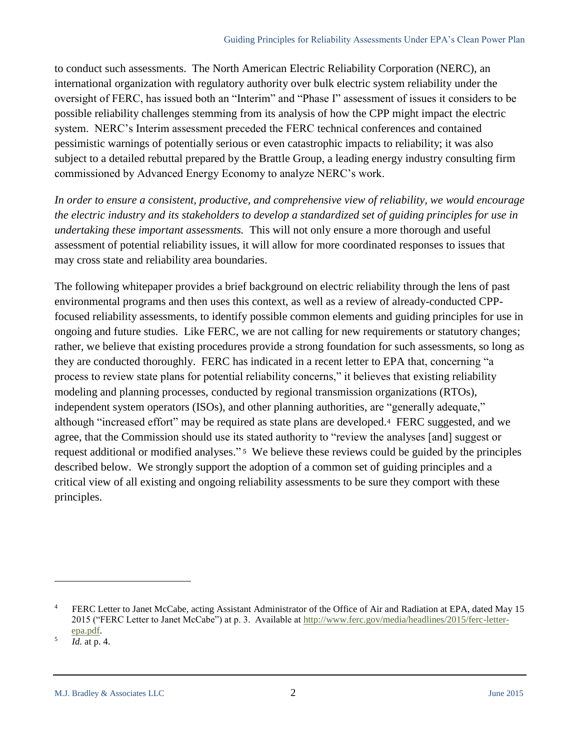to conduct such assessments. The North American Electric Reliability Corporation (NERC), an international organization with regulatory authority over bulk electric system reliability under the oversight of FERC, has issued both an "Interim" and "Phase I" assessment of issues it considers to be possible reliability challenges stemming from its analysis of how the CPP might impact the electric system. NERC's Interim assessment preceded the FERC technical conferences and contained pessimistic warnings of potentially serious or even catastrophic impacts to reliability; it was also subject to a detailed rebuttal prepared by the Brattle Group, a leading energy industry consulting firm commissioned by Advanced Energy Economy to analyze NERC's work.

*In order to ensure a consistent, productive, and comprehensive view of reliability, we would encourage the electric industry and its stakeholders to develop a standardized set of guiding principles for use in undertaking these important assessments.* This will not only ensure a more thorough and useful assessment of potential reliability issues, it will allow for more coordinated responses to issues that may cross state and reliability area boundaries.

The following whitepaper provides a brief background on electric reliability through the lens of past environmental programs and then uses this context, as well as a review of already-conducted CPP-focused reliability assessments, to identify possible common elements and guiding principles for use in ongoing and future studies. Like FERC, we are not calling for new requirements or statutory changes; rather, we believe that existing procedures provide a strong foundation for such assessments, so long as they are conducted thoroughly. FERC has indicated in a recent letter to EPA that, concerning "a process to review state plans for potential reliability concerns," it believes that existing reliability modeling and planning processes, conducted by regional transmission organizations (RTOs), independent system operators (ISOs), and other planning authorities, are "generally adequate," although "increased effort" may be required as state plans are developed.[4] FERC suggested, and we agree, that the Commission should use its stated authority to "review the analyses [and] suggest or request additional or modified analyses."[5] We believe these reviews could be guided by the principles described below. We strongly support the adoption of a common set of guiding principles and a critical view of all existing and ongoing reliability assessments to be sure they comport with these principles.

---

[4] FERC Letter to Janet McCabe, acting Assistant Administrator of the Office of Air and Radiation at EPA, dated May 15 2015 ("FERC Letter to Janet McCabe") at p. 3. Available at http://www.ferc.gov/media/headlines/2015/ferc-letter-epa.pdf.

[5] *Id.* at p. 4.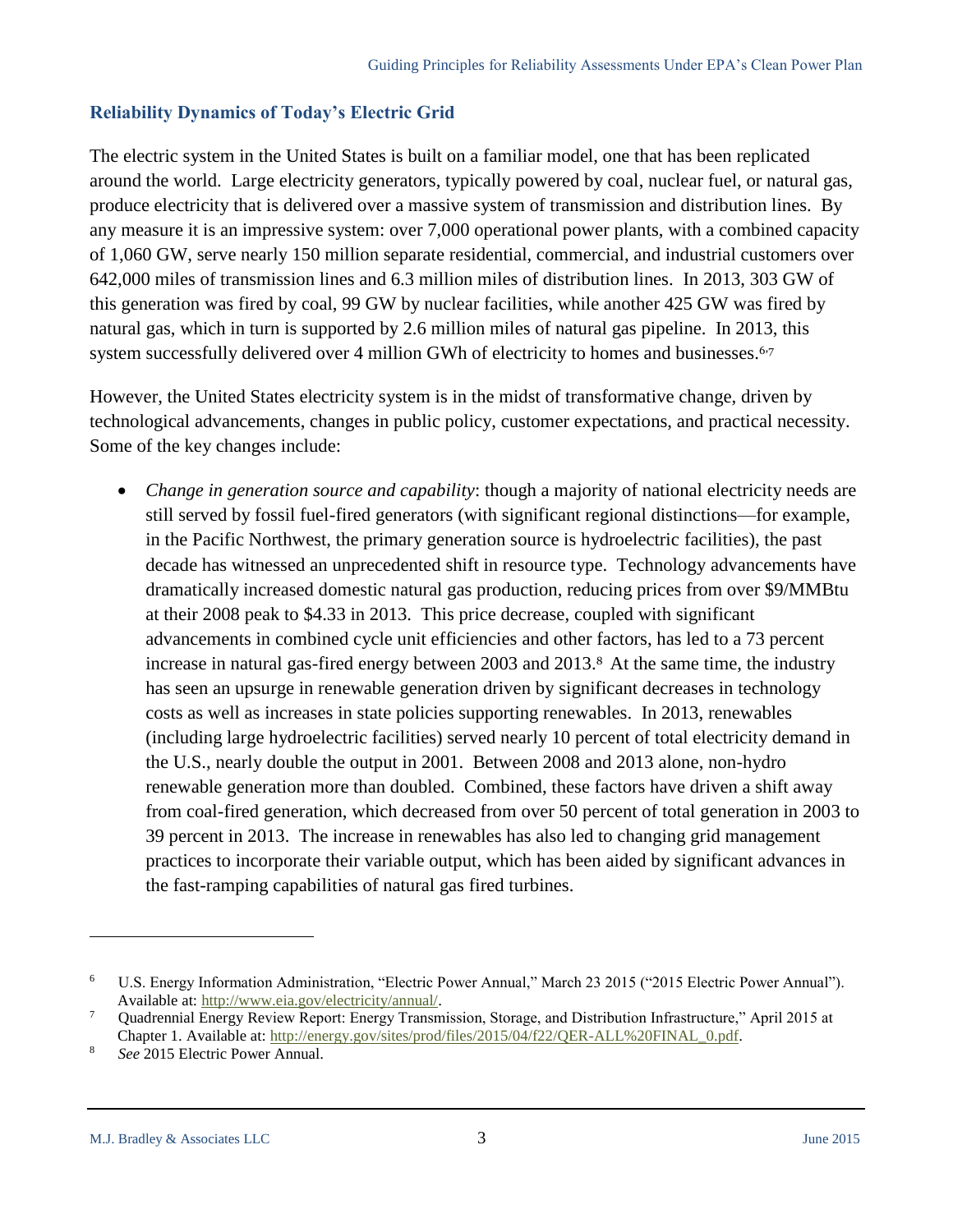## Reliability Dynamics of Today's Electric Grid

The electric system in the United States is built on a familiar model, one that has been replicated around the world. Large electricity generators, typically powered by coal, nuclear fuel, or natural gas, produce electricity that is delivered over a massive system of transmission and distribution lines. By any measure it is an impressive system: over 7,000 operational power plants, with a combined capacity of 1,060 GW, serve nearly 150 million separate residential, commercial, and industrial customers over 642,000 miles of transmission lines and 6.3 million miles of distribution lines. In 2013, 303 GW of this generation was fired by coal, 99 GW by nuclear facilities, while another 425 GW was fired by natural gas, which in turn is supported by 2.6 million miles of natural gas pipeline. In 2013, this system successfully delivered over 4 million GWh of electricity to homes and businesses.[6,7]

However, the United States electricity system is in the midst of transformative change, driven by technological advancements, changes in public policy, customer expectations, and practical necessity. Some of the key changes include:

- *Change in generation source and capability*: though a majority of national electricity needs are still served by fossil fuel-fired generators (with significant regional distinctions—for example, in the Pacific Northwest, the primary generation source is hydroelectric facilities), the past decade has witnessed an unprecedented shift in resource type. Technology advancements have dramatically increased domestic natural gas production, reducing prices from over $9/MMBtu at their 2008 peak to $4.33 in 2013. This price decrease, coupled with significant advancements in combined cycle unit efficiencies and other factors, has led to a 73 percent increase in natural gas-fired energy between 2003 and 2013.[8] At the same time, the industry has seen an upsurge in renewable generation driven by significant decreases in technology costs as well as increases in state policies supporting renewables. In 2013, renewables (including large hydroelectric facilities) served nearly 10 percent of total electricity demand in the U.S., nearly double the output in 2001. Between 2008 and 2013 alone, non-hydro renewable generation more than doubled. Combined, these factors have driven a shift away from coal-fired generation, which decreased from over 50 percent of total generation in 2003 to 39 percent in 2013. The increase in renewables has also led to changing grid management practices to incorporate their variable output, which has been aided by significant advances in the fast-ramping capabilities of natural gas fired turbines.

---

[6] U.S. Energy Information Administration, "Electric Power Annual," March 23 2015 ("2015 Electric Power Annual"). Available at: http://www.eia.gov/electricity/annual/.

[7] Quadrennial Energy Review Report: Energy Transmission, Storage, and Distribution Infrastructure," April 2015 at Chapter 1. Available at: http://energy.gov/sites/prod/files/2015/04/f22/QER-ALL%20FINAL_0.pdf.

[8] *See* 2015 Electric Power Annual.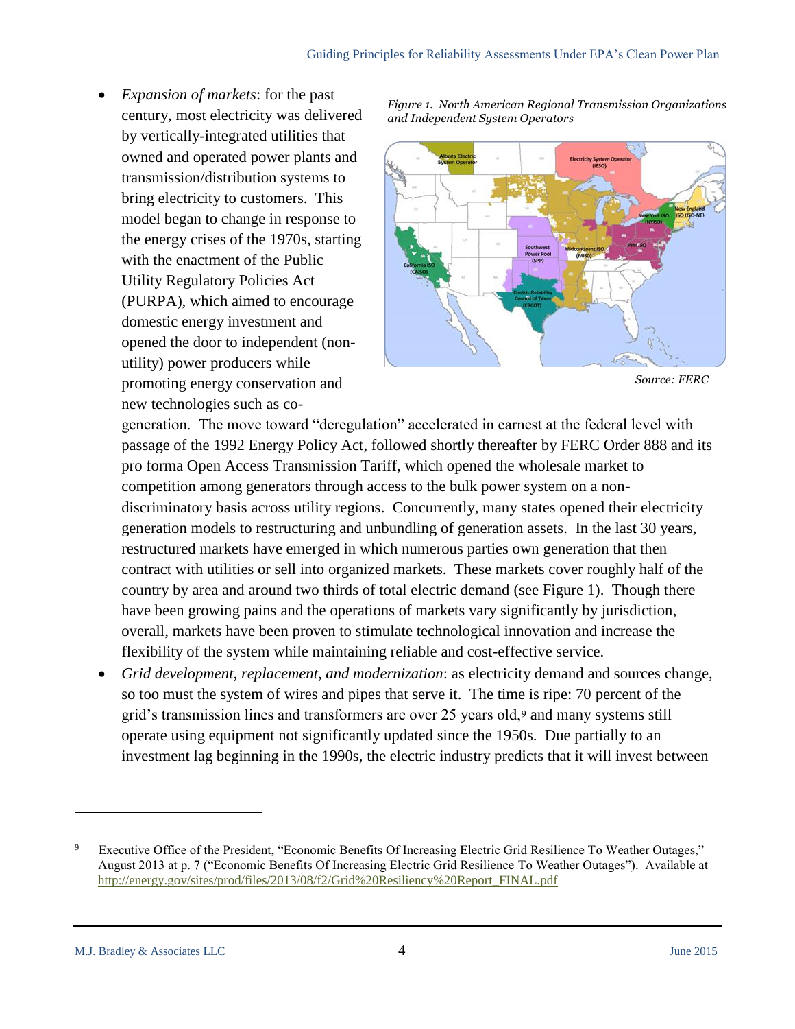- *Expansion of markets*: for the past century, most electricity was delivered by vertically-integrated utilities that owned and operated power plants and transmission/distribution systems to bring electricity to customers. This model began to change in response to the energy crises of the 1970s, starting with the enactment of the Public Utility Regulatory Policies Act (PURPA), which aimed to encourage domestic energy investment and opened the door to independent (non-utility) power producers while promoting energy conservation and new technologies such as co-generation. The move toward "deregulation" accelerated in earnest at the federal level with passage of the 1992 Energy Policy Act, followed shortly thereafter by FERC Order 888 and its pro forma Open Access Transmission Tariff, which opened the wholesale market to competition among generators through access to the bulk power system on a non-discriminatory basis across utility regions. Concurrently, many states opened their electricity generation models to restructuring and unbundling of generation assets. In the last 30 years, restructured markets have emerged in which numerous parties own generation that then contract with utilities or sell into organized markets. These markets cover roughly half of the country by area and around two thirds of total electric demand (see Figure 1). Though there have been growing pains and the operations of markets vary significantly by jurisdiction, overall, markets have been proven to stimulate technological innovation and increase the flexibility of the system while maintaining reliable and cost-effective service.

*Figure 1. North American Regional Transmission Organizations and Independent System Operators*

*Source: FERC*

- *Grid development, replacement, and modernization*: as electricity demand and sources change, so too must the system of wires and pipes that serve it. The time is ripe: 70 percent of the grid's transmission lines and transformers are over 25 years old,[9] and many systems still operate using equipment not significantly updated since the 1950s. Due partially to an investment lag beginning in the 1990s, the electric industry predicts that it will invest between

---

[9] Executive Office of the President, "Economic Benefits Of Increasing Electric Grid Resilience To Weather Outages," August 2013 at p. 7 ("Economic Benefits Of Increasing Electric Grid Resilience To Weather Outages"). Available at http://energy.gov/sites/prod/files/2013/08/f2/Grid%20Resiliency%20Report_FINAL.pdf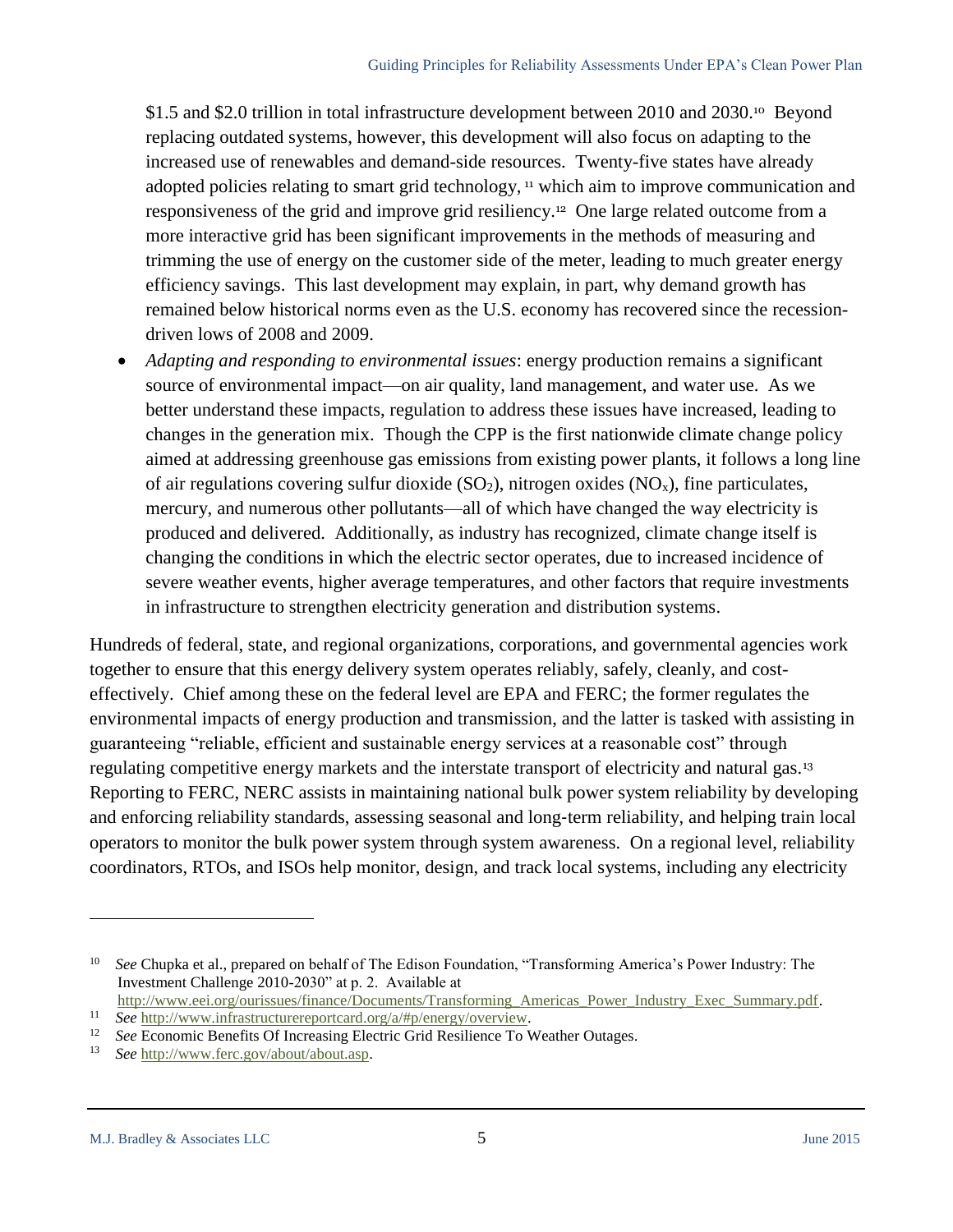$1.5 and $2.0 trillion in total infrastructure development between 2010 and 2030.[10] Beyond replacing outdated systems, however, this development will also focus on adapting to the increased use of renewables and demand-side resources. Twenty-five states have already adopted policies relating to smart grid technology, [11] which aim to improve communication and responsiveness of the grid and improve grid resiliency.[12] One large related outcome from a more interactive grid has been significant improvements in the methods of measuring and trimming the use of energy on the customer side of the meter, leading to much greater energy efficiency savings. This last development may explain, in part, why demand growth has remained below historical norms even as the U.S. economy has recovered since the recession-driven lows of 2008 and 2009.

- *Adapting and responding to environmental issues*: energy production remains a significant source of environmental impact—on air quality, land management, and water use. As we better understand these impacts, regulation to address these issues have increased, leading to changes in the generation mix. Though the CPP is the first nationwide climate change policy aimed at addressing greenhouse gas emissions from existing power plants, it follows a long line of air regulations covering sulfur dioxide ($SO_2$), nitrogen oxides ($NO_x$), fine particulates, mercury, and numerous other pollutants—all of which have changed the way electricity is produced and delivered. Additionally, as industry has recognized, climate change itself is changing the conditions in which the electric sector operates, due to increased incidence of severe weather events, higher average temperatures, and other factors that require investments in infrastructure to strengthen electricity generation and distribution systems.

Hundreds of federal, state, and regional organizations, corporations, and governmental agencies work together to ensure that this energy delivery system operates reliably, safely, cleanly, and cost-effectively. Chief among these on the federal level are EPA and FERC; the former regulates the environmental impacts of energy production and transmission, and the latter is tasked with assisting in guaranteeing "reliable, efficient and sustainable energy services at a reasonable cost" through regulating competitive energy markets and the interstate transport of electricity and natural gas.[13] Reporting to FERC, NERC assists in maintaining national bulk power system reliability by developing and enforcing reliability standards, assessing seasonal and long-term reliability, and helping train local operators to monitor the bulk power system through system awareness. On a regional level, reliability coordinators, RTOs, and ISOs help monitor, design, and track local systems, including any electricity

---

[10] *See* Chupka et al., prepared on behalf of The Edison Foundation, "Transforming America's Power Industry: The Investment Challenge 2010-2030" at p. 2. Available at http://www.eei.org/ourissues/finance/Documents/Transforming_Americas_Power_Industry_Exec_Summary.pdf.

[11] *See* http://www.infrastructurereportcard.org/a/#p/energy/overview.

[12] *See* Economic Benefits Of Increasing Electric Grid Resilience To Weather Outages.

[13] *See* http://www.ferc.gov/about/about.asp.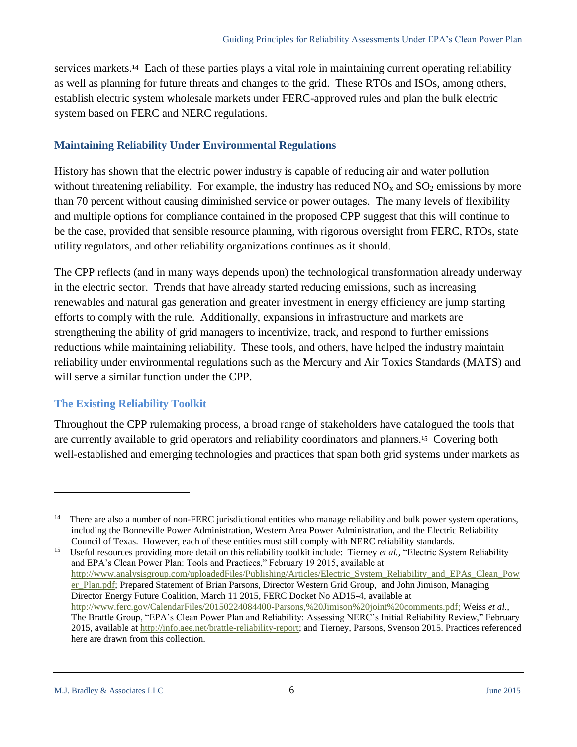services markets.[14] Each of these parties plays a vital role in maintaining current operating reliability as well as planning for future threats and changes to the grid. These RTOs and ISOs, among others, establish electric system wholesale markets under FERC-approved rules and plan the bulk electric system based on FERC and NERC regulations.

## Maintaining Reliability Under Environmental Regulations

History has shown that the electric power industry is capable of reducing air and water pollution without threatening reliability. For example, the industry has reduced $NO_x$ and $SO_2$ emissions by more than 70 percent without causing diminished service or power outages. The many levels of flexibility and multiple options for compliance contained in the proposed CPP suggest that this will continue to be the case, provided that sensible resource planning, with rigorous oversight from FERC, RTOs, state utility regulators, and other reliability organizations continues as it should.

The CPP reflects (and in many ways depends upon) the technological transformation already underway in the electric sector. Trends that have already started reducing emissions, such as increasing renewables and natural gas generation and greater investment in energy efficiency are jump starting efforts to comply with the rule. Additionally, expansions in infrastructure and markets are strengthening the ability of grid managers to incentivize, track, and respond to further emissions reductions while maintaining reliability. These tools, and others, have helped the industry maintain reliability under environmental regulations such as the Mercury and Air Toxics Standards (MATS) and will serve a similar function under the CPP.

### The Existing Reliability Toolkit

Throughout the CPP rulemaking process, a broad range of stakeholders have catalogued the tools that are currently available to grid operators and reliability coordinators and planners.[15] Covering both well-established and emerging technologies and practices that span both grid systems under markets as

---

[14] There are also a number of non-FERC jurisdictional entities who manage reliability and bulk power system operations, including the Bonneville Power Administration, Western Area Power Administration, and the Electric Reliability Council of Texas. However, each of these entities must still comply with NERC reliability standards.

[15] Useful resources providing more detail on this reliability toolkit include: Tierney *et al.,* "Electric System Reliability and EPA's Clean Power Plan: Tools and Practices," February 19 2015, available at http://www.analysisgroup.com/uploadedFiles/Publishing/Articles/Electric_System_Reliability_and_EPAs_Clean_Power_Plan.pdf; Prepared Statement of Brian Parsons, Director Western Grid Group, and John Jimison, Managing Director Energy Future Coalition, March 11 2015, FERC Docket No AD15-4, available at http://www.ferc.gov/CalendarFiles/20150224084400-Parsons,%20Jimison%20joint%20comments.pdf; Weiss *et al.,* The Brattle Group, "EPA's Clean Power Plan and Reliability: Assessing NERC's Initial Reliability Review," February 2015, available at http://info.aee.net/brattle-reliability-report; and Tierney, Parsons, Svenson 2015. Practices referenced here are drawn from this collection.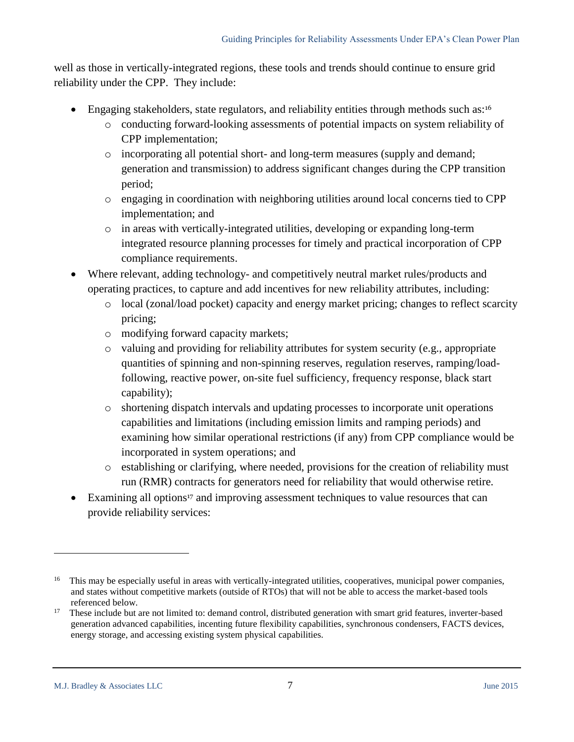well as those in vertically-integrated regions, these tools and trends should continue to ensure grid reliability under the CPP. They include:

- Engaging stakeholders, state regulators, and reliability entities through methods such as:[16]
  - conducting forward-looking assessments of potential impacts on system reliability of CPP implementation;
  - incorporating all potential short- and long-term measures (supply and demand; generation and transmission) to address significant changes during the CPP transition period;
  - engaging in coordination with neighboring utilities around local concerns tied to CPP implementation; and
  - in areas with vertically-integrated utilities, developing or expanding long-term integrated resource planning processes for timely and practical incorporation of CPP compliance requirements.
- Where relevant, adding technology- and competitively neutral market rules/products and operating practices, to capture and add incentives for new reliability attributes, including:
  - local (zonal/load pocket) capacity and energy market pricing; changes to reflect scarcity pricing;
  - modifying forward capacity markets;
  - valuing and providing for reliability attributes for system security (e.g., appropriate quantities of spinning and non-spinning reserves, regulation reserves, ramping/load-following, reactive power, on-site fuel sufficiency, frequency response, black start capability);
  - shortening dispatch intervals and updating processes to incorporate unit operations capabilities and limitations (including emission limits and ramping periods) and examining how similar operational restrictions (if any) from CPP compliance would be incorporated in system operations; and
  - establishing or clarifying, where needed, provisions for the creation of reliability must run (RMR) contracts for generators need for reliability that would otherwise retire.
- Examining all options[17] and improving assessment techniques to value resources that can provide reliability services:

---

[16] This may be especially useful in areas with vertically-integrated utilities, cooperatives, municipal power companies, and states without competitive markets (outside of RTOs) that will not be able to access the market-based tools referenced below.

[17] These include but are not limited to: demand control, distributed generation with smart grid features, inverter-based generation advanced capabilities, incenting future flexibility capabilities, synchronous condensers, FACTS devices, energy storage, and accessing existing system physical capabilities.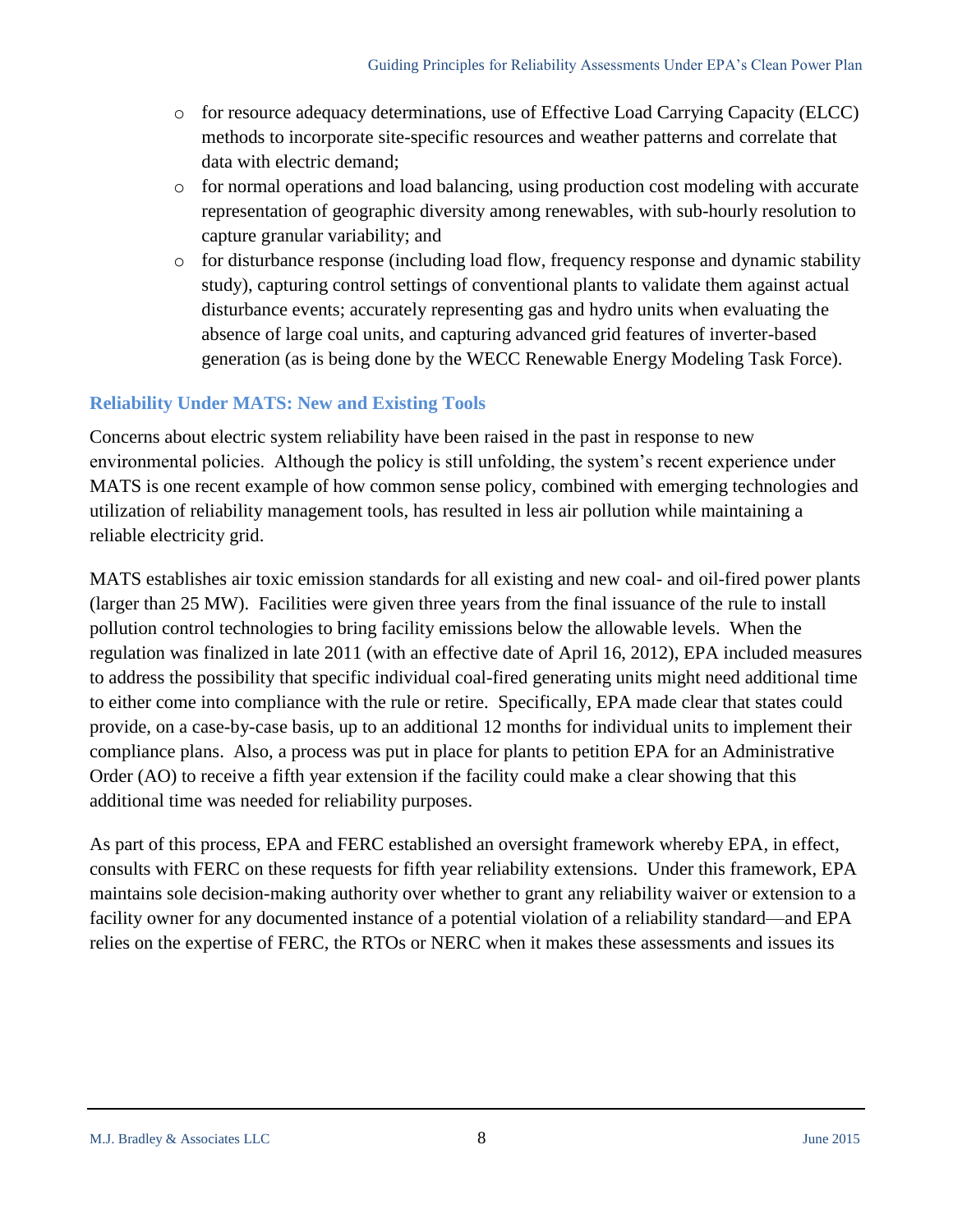- for resource adequacy determinations, use of Effective Load Carrying Capacity (ELCC) methods to incorporate site-specific resources and weather patterns and correlate that data with electric demand;
- for normal operations and load balancing, using production cost modeling with accurate representation of geographic diversity among renewables, with sub-hourly resolution to capture granular variability; and
- for disturbance response (including load flow, frequency response and dynamic stability study), capturing control settings of conventional plants to validate them against actual disturbance events; accurately representing gas and hydro units when evaluating the absence of large coal units, and capturing advanced grid features of inverter-based generation (as is being done by the WECC Renewable Energy Modeling Task Force).

### Reliability Under MATS: New and Existing Tools

Concerns about electric system reliability have been raised in the past in response to new environmental policies. Although the policy is still unfolding, the system's recent experience under MATS is one recent example of how common sense policy, combined with emerging technologies and utilization of reliability management tools, has resulted in less air pollution while maintaining a reliable electricity grid.

MATS establishes air toxic emission standards for all existing and new coal- and oil-fired power plants (larger than 25 MW). Facilities were given three years from the final issuance of the rule to install pollution control technologies to bring facility emissions below the allowable levels. When the regulation was finalized in late 2011 (with an effective date of April 16, 2012), EPA included measures to address the possibility that specific individual coal-fired generating units might need additional time to either come into compliance with the rule or retire. Specifically, EPA made clear that states could provide, on a case-by-case basis, up to an additional 12 months for individual units to implement their compliance plans. Also, a process was put in place for plants to petition EPA for an Administrative Order (AO) to receive a fifth year extension if the facility could make a clear showing that this additional time was needed for reliability purposes.

As part of this process, EPA and FERC established an oversight framework whereby EPA, in effect, consults with FERC on these requests for fifth year reliability extensions. Under this framework, EPA maintains sole decision-making authority over whether to grant any reliability waiver or extension to a facility owner for any documented instance of a potential violation of a reliability standard—and EPA relies on the expertise of FERC, the RTOs or NERC when it makes these assessments and issues its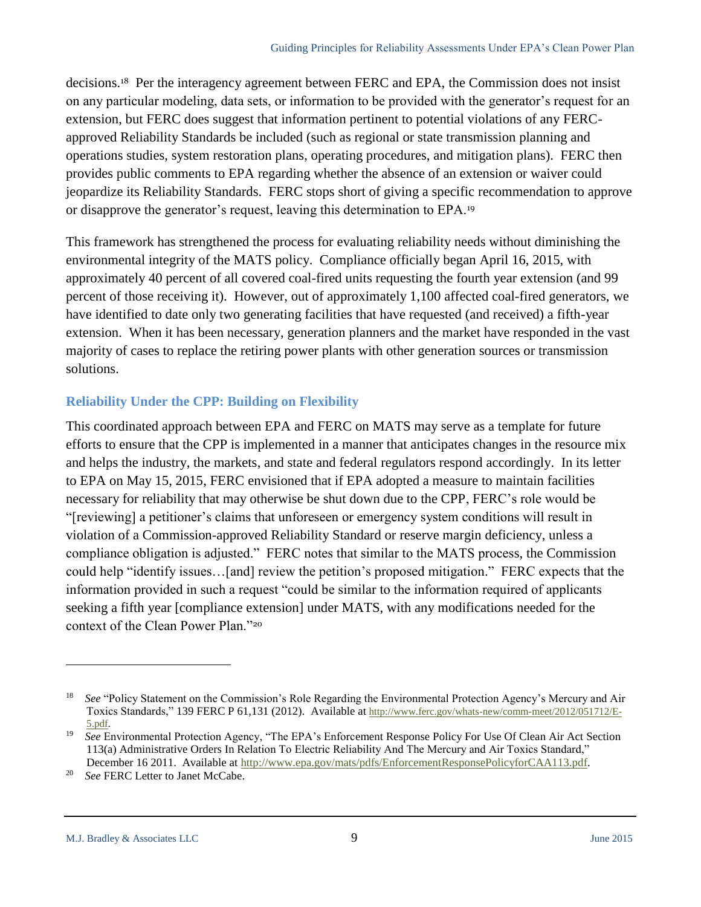decisions.[18] Per the interagency agreement between FERC and EPA, the Commission does not insist on any particular modeling, data sets, or information to be provided with the generator's request for an extension, but FERC does suggest that information pertinent to potential violations of any FERC-approved Reliability Standards be included (such as regional or state transmission planning and operations studies, system restoration plans, operating procedures, and mitigation plans). FERC then provides public comments to EPA regarding whether the absence of an extension or waiver could jeopardize its Reliability Standards. FERC stops short of giving a specific recommendation to approve or disapprove the generator's request, leaving this determination to EPA.[19]

This framework has strengthened the process for evaluating reliability needs without diminishing the environmental integrity of the MATS policy. Compliance officially began April 16, 2015, with approximately 40 percent of all covered coal-fired units requesting the fourth year extension (and 99 percent of those receiving it). However, out of approximately 1,100 affected coal-fired generators, we have identified to date only two generating facilities that have requested (and received) a fifth-year extension. When it has been necessary, generation planners and the market have responded in the vast majority of cases to replace the retiring power plants with other generation sources or transmission solutions.

## Reliability Under the CPP: Building on Flexibility

This coordinated approach between EPA and FERC on MATS may serve as a template for future efforts to ensure that the CPP is implemented in a manner that anticipates changes in the resource mix and helps the industry, the markets, and state and federal regulators respond accordingly. In its letter to EPA on May 15, 2015, FERC envisioned that if EPA adopted a measure to maintain facilities necessary for reliability that may otherwise be shut down due to the CPP, FERC's role would be "[reviewing] a petitioner's claims that unforeseen or emergency system conditions will result in violation of a Commission-approved Reliability Standard or reserve margin deficiency, unless a compliance obligation is adjusted." FERC notes that similar to the MATS process, the Commission could help "identify issues…[and] review the petition's proposed mitigation." FERC expects that the information provided in such a request "could be similar to the information required of applicants seeking a fifth year [compliance extension] under MATS, with any modifications needed for the context of the Clean Power Plan."[20]

---

[18] *See* "Policy Statement on the Commission's Role Regarding the Environmental Protection Agency's Mercury and Air Toxics Standards," 139 FERC P 61,131 (2012). Available at http://www.ferc.gov/whats-new/comm-meet/2012/051712/E-5.pdf.

[19] *See* Environmental Protection Agency, "The EPA's Enforcement Response Policy For Use Of Clean Air Act Section 113(a) Administrative Orders In Relation To Electric Reliability And The Mercury and Air Toxics Standard," December 16 2011. Available at http://www.epa.gov/mats/pdfs/EnforcementResponsePolicyforCAA113.pdf.

[20] *See* FERC Letter to Janet McCabe.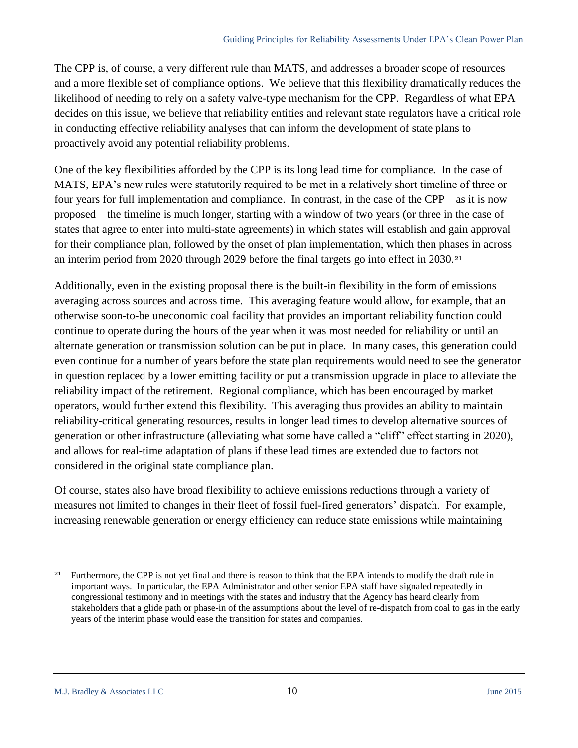The CPP is, of course, a very different rule than MATS, and addresses a broader scope of resources and a more flexible set of compliance options. We believe that this flexibility dramatically reduces the likelihood of needing to rely on a safety valve-type mechanism for the CPP. Regardless of what EPA decides on this issue, we believe that reliability entities and relevant state regulators have a critical role in conducting effective reliability analyses that can inform the development of state plans to proactively avoid any potential reliability problems.

One of the key flexibilities afforded by the CPP is its long lead time for compliance. In the case of MATS, EPA's new rules were statutorily required to be met in a relatively short timeline of three or four years for full implementation and compliance. In contrast, in the case of the CPP—as it is now proposed—the timeline is much longer, starting with a window of two years (or three in the case of states that agree to enter into multi-state agreements) in which states will establish and gain approval for their compliance plan, followed by the onset of plan implementation, which then phases in across an interim period from 2020 through 2029 before the final targets go into effect in 2030.[21]

Additionally, even in the existing proposal there is the built-in flexibility in the form of emissions averaging across sources and across time. This averaging feature would allow, for example, that an otherwise soon-to-be uneconomic coal facility that provides an important reliability function could continue to operate during the hours of the year when it was most needed for reliability or until an alternate generation or transmission solution can be put in place. In many cases, this generation could even continue for a number of years before the state plan requirements would need to see the generator in question replaced by a lower emitting facility or put a transmission upgrade in place to alleviate the reliability impact of the retirement. Regional compliance, which has been encouraged by market operators, would further extend this flexibility. This averaging thus provides an ability to maintain reliability-critical generating resources, results in longer lead times to develop alternative sources of generation or other infrastructure (alleviating what some have called a "cliff" effect starting in 2020), and allows for real-time adaptation of plans if these lead times are extended due to factors not considered in the original state compliance plan.

Of course, states also have broad flexibility to achieve emissions reductions through a variety of measures not limited to changes in their fleet of fossil fuel-fired generators' dispatch. For example, increasing renewable generation or energy efficiency can reduce state emissions while maintaining

---

[21] Furthermore, the CPP is not yet final and there is reason to think that the EPA intends to modify the draft rule in important ways. In particular, the EPA Administrator and other senior EPA staff have signaled repeatedly in congressional testimony and in meetings with the states and industry that the Agency has heard clearly from stakeholders that a glide path or phase-in of the assumptions about the level of re-dispatch from coal to gas in the early years of the interim phase would ease the transition for states and companies.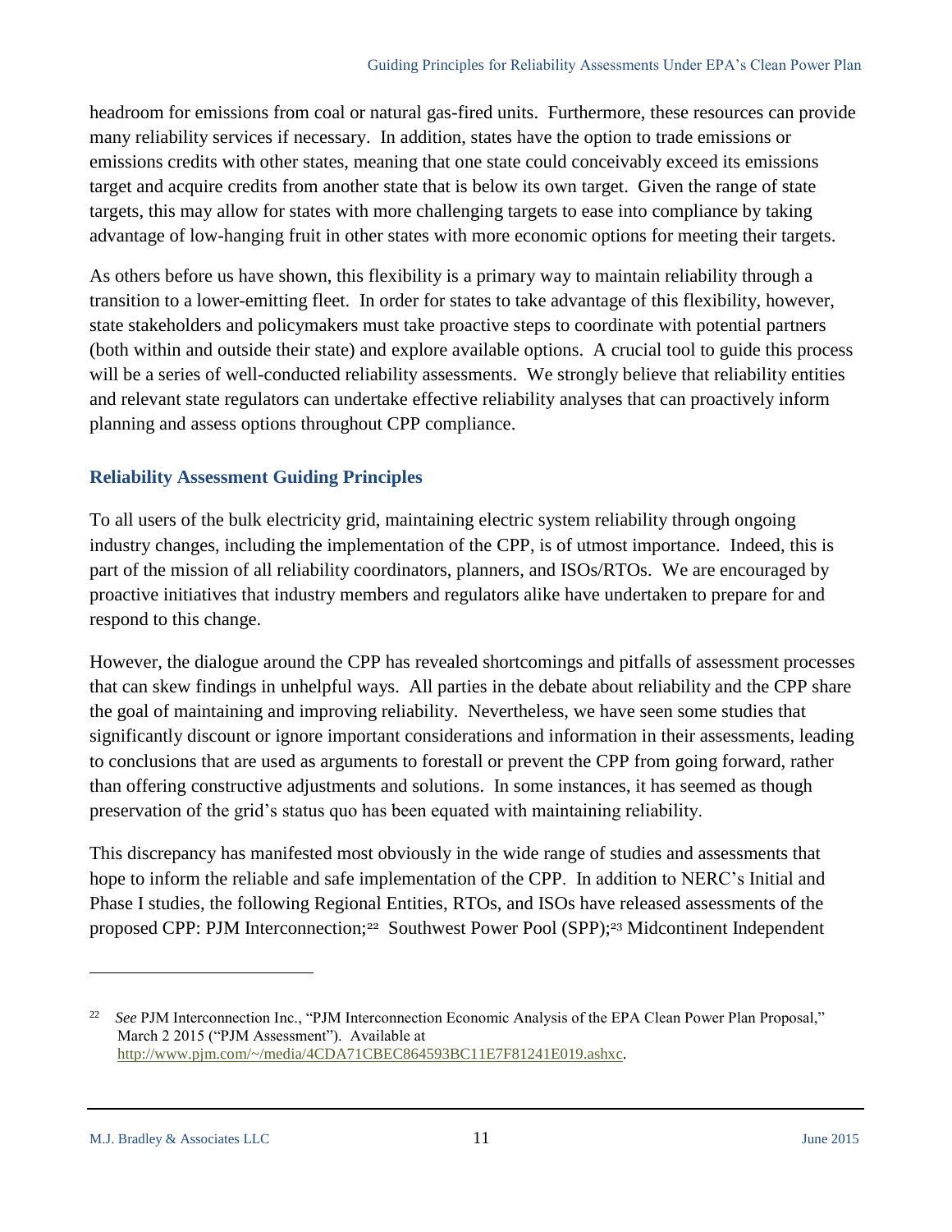headroom for emissions from coal or natural gas-fired units. Furthermore, these resources can provide many reliability services if necessary. In addition, states have the option to trade emissions or emissions credits with other states, meaning that one state could conceivably exceed its emissions target and acquire credits from another state that is below its own target. Given the range of state targets, this may allow for states with more challenging targets to ease into compliance by taking advantage of low-hanging fruit in other states with more economic options for meeting their targets.

As others before us have shown, this flexibility is a primary way to maintain reliability through a transition to a lower-emitting fleet. In order for states to take advantage of this flexibility, however, state stakeholders and policymakers must take proactive steps to coordinate with potential partners (both within and outside their state) and explore available options. A crucial tool to guide this process will be a series of well-conducted reliability assessments. We strongly believe that reliability entities and relevant state regulators can undertake effective reliability analyses that can proactively inform planning and assess options throughout CPP compliance.

## Reliability Assessment Guiding Principles

To all users of the bulk electricity grid, maintaining electric system reliability through ongoing industry changes, including the implementation of the CPP, is of utmost importance. Indeed, this is part of the mission of all reliability coordinators, planners, and ISOs/RTOs. We are encouraged by proactive initiatives that industry members and regulators alike have undertaken to prepare for and respond to this change.

However, the dialogue around the CPP has revealed shortcomings and pitfalls of assessment processes that can skew findings in unhelpful ways. All parties in the debate about reliability and the CPP share the goal of maintaining and improving reliability. Nevertheless, we have seen some studies that significantly discount or ignore important considerations and information in their assessments, leading to conclusions that are used as arguments to forestall or prevent the CPP from going forward, rather than offering constructive adjustments and solutions. In some instances, it has seemed as though preservation of the grid's status quo has been equated with maintaining reliability.

This discrepancy has manifested most obviously in the wide range of studies and assessments that hope to inform the reliable and safe implementation of the CPP. In addition to NERC's Initial and Phase I studies, the following Regional Entities, RTOs, and ISOs have released assessments of the proposed CPP: PJM Interconnection;[22] Southwest Power Pool (SPP);[23] Midcontinent Independent

---

[22] *See* PJM Interconnection Inc., "PJM Interconnection Economic Analysis of the EPA Clean Power Plan Proposal," March 2 2015 ("PJM Assessment"). Available at http://www.pjm.com/~/media/4CDA71CBEC864593BC11E7F81241E019.ashx.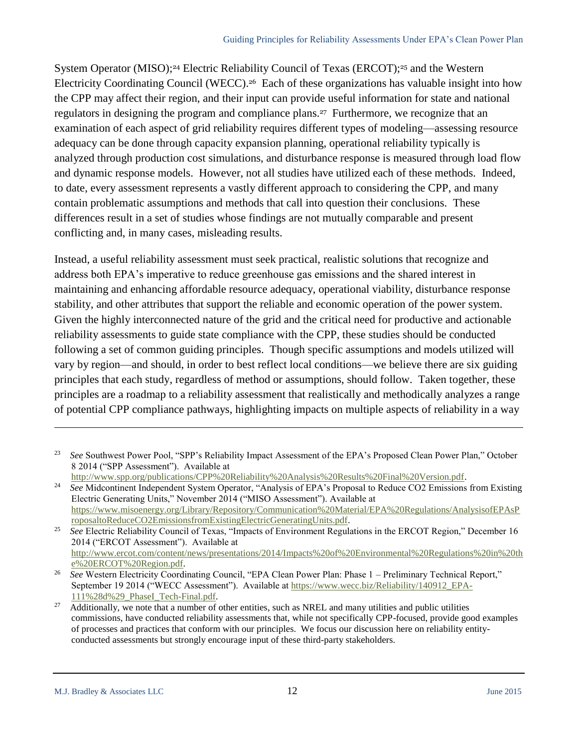System Operator (MISO);[24] Electric Reliability Council of Texas (ERCOT);[25] and the Western Electricity Coordinating Council (WECC).[26] Each of these organizations has valuable insight into how the CPP may affect their region, and their input can provide useful information for state and national regulators in designing the program and compliance plans.[27] Furthermore, we recognize that an examination of each aspect of grid reliability requires different types of modeling—assessing resource adequacy can be done through capacity expansion planning, operational reliability typically is analyzed through production cost simulations, and disturbance response is measured through load flow and dynamic response models. However, not all studies have utilized each of these methods. Indeed, to date, every assessment represents a vastly different approach to considering the CPP, and many contain problematic assumptions and methods that call into question their conclusions. These differences result in a set of studies whose findings are not mutually comparable and present conflicting and, in many cases, misleading results.

Instead, a useful reliability assessment must seek practical, realistic solutions that recognize and address both EPA's imperative to reduce greenhouse gas emissions and the shared interest in maintaining and enhancing affordable resource adequacy, operational viability, disturbance response stability, and other attributes that support the reliable and economic operation of the power system. Given the highly interconnected nature of the grid and the critical need for productive and actionable reliability assessments to guide state compliance with the CPP, these studies should be conducted following a set of common guiding principles. Though specific assumptions and models utilized will vary by region—and should, in order to best reflect local conditions—we believe there are six guiding principles that each study, regardless of method or assumptions, should follow. Taken together, these principles are a roadmap to a reliability assessment that realistically and methodically analyzes a range of potential CPP compliance pathways, highlighting impacts on multiple aspects of reliability in a way

---

[23] *See* Southwest Power Pool, "SPP's Reliability Impact Assessment of the EPA's Proposed Clean Power Plan," October 8 2014 ("SPP Assessment"). Available at http://www.spp.org/publications/CPP%20Reliability%20Analysis%20Results%20Final%20Version.pdf.

[24] *See* Midcontinent Independent System Operator, "Analysis of EPA's Proposal to Reduce CO2 Emissions from Existing Electric Generating Units," November 2014 ("MISO Assessment"). Available at https://www.misoenergy.org/Library/Repository/Communication%20Material/EPA%20Regulations/AnalysisofEPAsProposaltoReduceCO2EmissionsfromExistingElectricGeneratingUnits.pdf.

[25] *See* Electric Reliability Council of Texas, "Impacts of Environment Regulations in the ERCOT Region," December 16 2014 ("ERCOT Assessment"). Available at http://www.ercot.com/content/news/presentations/2014/Impacts%20of%20Environmental%20Regulations%20in%20the%20ERCOT%20Region.pdf.

[26] *See* Western Electricity Coordinating Council, "EPA Clean Power Plan: Phase 1 – Preliminary Technical Report," September 19 2014 ("WECC Assessment"). Available at https://www.wecc.biz/Reliability/140912_EPA-111%28d%29_PhaseI_Tech-Final.pdf.

[27] Additionally, we note that a number of other entities, such as NREL and many utilities and public utilities commissions, have conducted reliability assessments that, while not specifically CPP-focused, provide good examples of processes and practices that conform with our principles. We focus our discussion here on reliability entity-conducted assessments but strongly encourage input of these third-party stakeholders.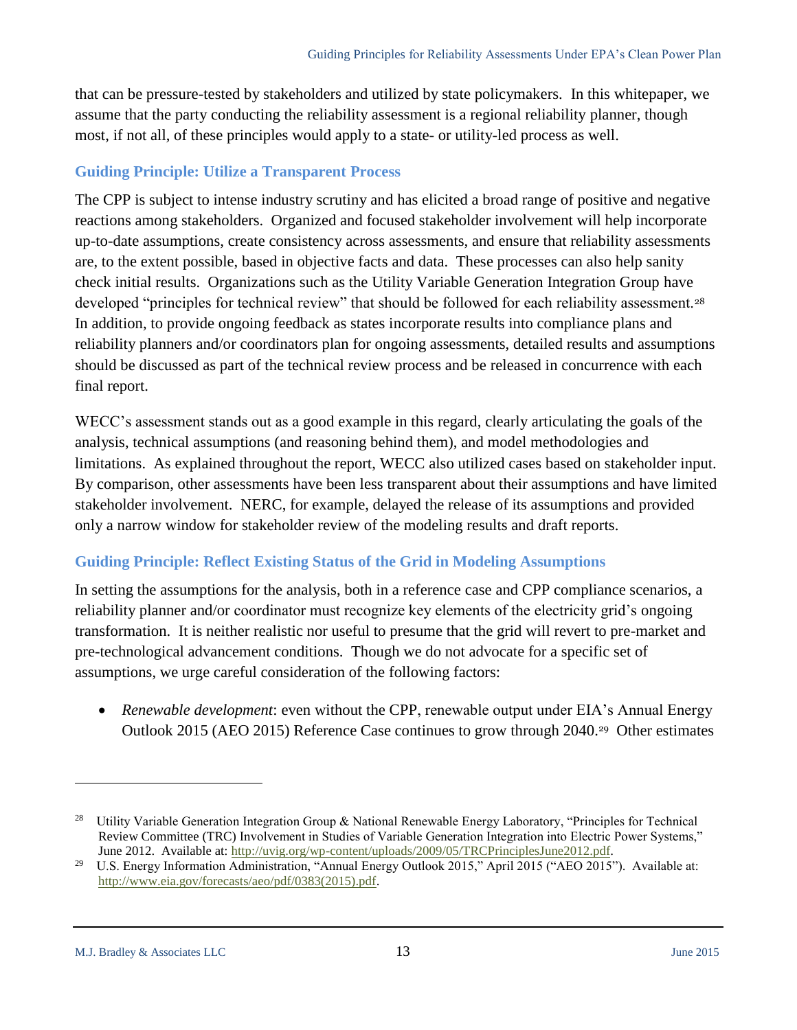that can be pressure-tested by stakeholders and utilized by state policymakers. In this whitepaper, we assume that the party conducting the reliability assessment is a regional reliability planner, though most, if not all, of these principles would apply to a state- or utility-led process as well.

### Guiding Principle: Utilize a Transparent Process

The CPP is subject to intense industry scrutiny and has elicited a broad range of positive and negative reactions among stakeholders. Organized and focused stakeholder involvement will help incorporate up-to-date assumptions, create consistency across assessments, and ensure that reliability assessments are, to the extent possible, based in objective facts and data. These processes can also help sanity check initial results. Organizations such as the Utility Variable Generation Integration Group have developed "principles for technical review" that should be followed for each reliability assessment.[28] In addition, to provide ongoing feedback as states incorporate results into compliance plans and reliability planners and/or coordinators plan for ongoing assessments, detailed results and assumptions should be discussed as part of the technical review process and be released in concurrence with each final report.

WECC's assessment stands out as a good example in this regard, clearly articulating the goals of the analysis, technical assumptions (and reasoning behind them), and model methodologies and limitations. As explained throughout the report, WECC also utilized cases based on stakeholder input. By comparison, other assessments have been less transparent about their assumptions and have limited stakeholder involvement. NERC, for example, delayed the release of its assumptions and provided only a narrow window for stakeholder review of the modeling results and draft reports.

### Guiding Principle: Reflect Existing Status of the Grid in Modeling Assumptions

In setting the assumptions for the analysis, both in a reference case and CPP compliance scenarios, a reliability planner and/or coordinator must recognize key elements of the electricity grid's ongoing transformation. It is neither realistic nor useful to presume that the grid will revert to pre-market and pre-technological advancement conditions. Though we do not advocate for a specific set of assumptions, we urge careful consideration of the following factors:

- *Renewable development*: even without the CPP, renewable output under EIA's Annual Energy Outlook 2015 (AEO 2015) Reference Case continues to grow through 2040.[29] Other estimates

---

[28] Utility Variable Generation Integration Group & National Renewable Energy Laboratory, "Principles for Technical Review Committee (TRC) Involvement in Studies of Variable Generation Integration into Electric Power Systems," June 2012. Available at: http://uvig.org/wp-content/uploads/2009/05/TRCPrinciplesJune2012.pdf.

[29] U.S. Energy Information Administration, "Annual Energy Outlook 2015," April 2015 ("AEO 2015"). Available at: http://www.eia.gov/forecasts/aeo/pdf/0383(2015).pdf.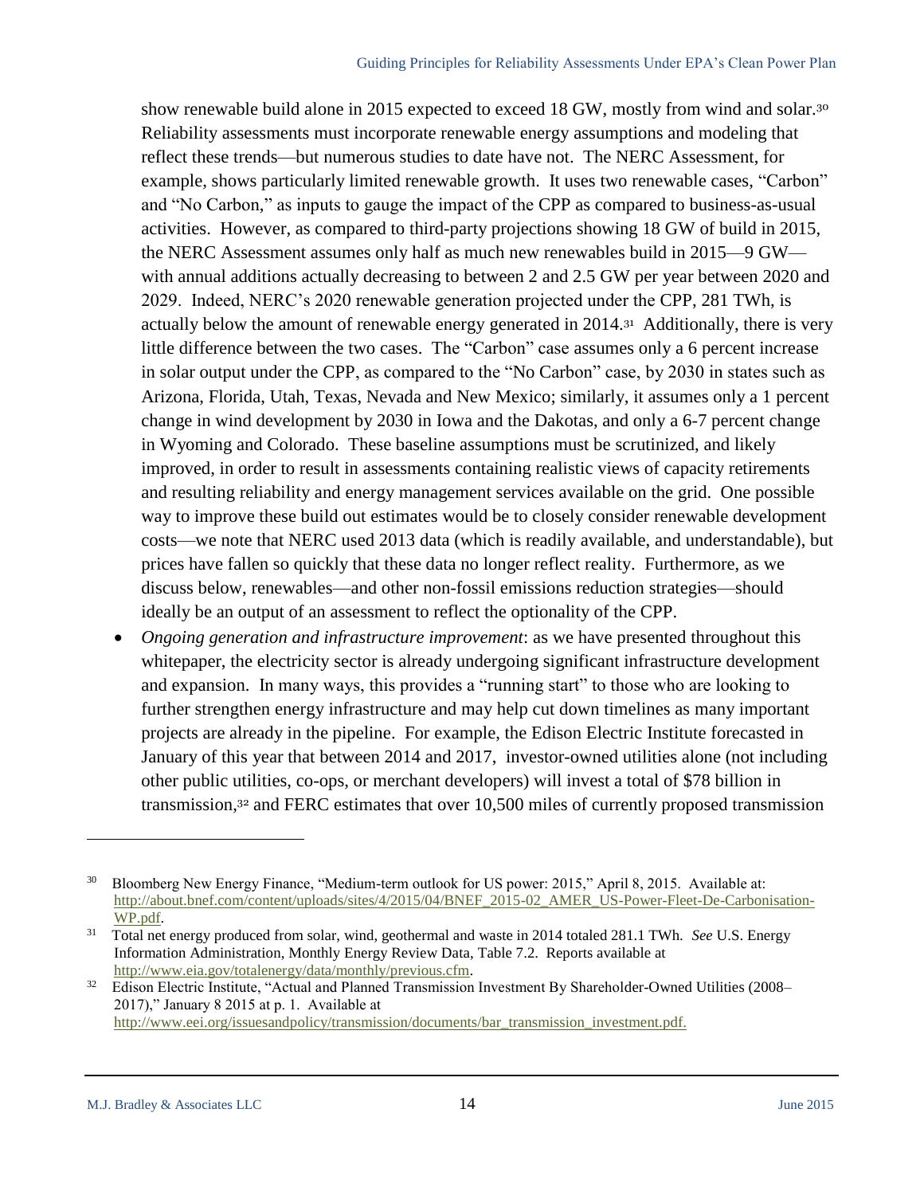show renewable build alone in 2015 expected to exceed 18 GW, mostly from wind and solar.[30] Reliability assessments must incorporate renewable energy assumptions and modeling that reflect these trends—but numerous studies to date have not. The NERC Assessment, for example, shows particularly limited renewable growth. It uses two renewable cases, "Carbon" and "No Carbon," as inputs to gauge the impact of the CPP as compared to business-as-usual activities. However, as compared to third-party projections showing 18 GW of build in 2015, the NERC Assessment assumes only half as much new renewables build in 2015—9 GW—with annual additions actually decreasing to between 2 and 2.5 GW per year between 2020 and 2029. Indeed, NERC's 2020 renewable generation projected under the CPP, 281 TWh, is actually below the amount of renewable energy generated in 2014.[31] Additionally, there is very little difference between the two cases. The "Carbon" case assumes only a 6 percent increase in solar output under the CPP, as compared to the "No Carbon" case, by 2030 in states such as Arizona, Florida, Utah, Texas, Nevada and New Mexico; similarly, it assumes only a 1 percent change in wind development by 2030 in Iowa and the Dakotas, and only a 6-7 percent change in Wyoming and Colorado. These baseline assumptions must be scrutinized, and likely improved, in order to result in assessments containing realistic views of capacity retirements and resulting reliability and energy management services available on the grid. One possible way to improve these build out estimates would be to closely consider renewable development costs—we note that NERC used 2013 data (which is readily available, and understandable), but prices have fallen so quickly that these data no longer reflect reality. Furthermore, as we discuss below, renewables—and other non-fossil emissions reduction strategies—should ideally be an output of an assessment to reflect the optionality of the CPP.

- *Ongoing generation and infrastructure improvement*: as we have presented throughout this whitepaper, the electricity sector is already undergoing significant infrastructure development and expansion. In many ways, this provides a "running start" to those who are looking to further strengthen energy infrastructure and may help cut down timelines as many important projects are already in the pipeline. For example, the Edison Electric Institute forecasted in January of this year that between 2014 and 2017, investor-owned utilities alone (not including other public utilities, co-ops, or merchant developers) will invest a total of $78 billion in transmission,[32] and FERC estimates that over 10,500 miles of currently proposed transmission

---

[30] Bloomberg New Energy Finance, "Medium-term outlook for US power: 2015," April 8, 2015. Available at: http://about.bnef.com/content/uploads/sites/4/2015/04/BNEF_2015-02_AMER_US-Power-Fleet-De-Carbonisation-WP.pdf.

[31] Total net energy produced from solar, wind, geothermal and waste in 2014 totaled 281.1 TWh. *See* U.S. Energy Information Administration, Monthly Energy Review Data, Table 7.2. Reports available at http://www.eia.gov/totalenergy/data/monthly/previous.cfm.

[32] Edison Electric Institute, "Actual and Planned Transmission Investment By Shareholder-Owned Utilities (2008–2017)," January 8 2015 at p. 1. Available at http://www.eei.org/issuesandpolicy/transmission/documents/bar_transmission_investment.pdf.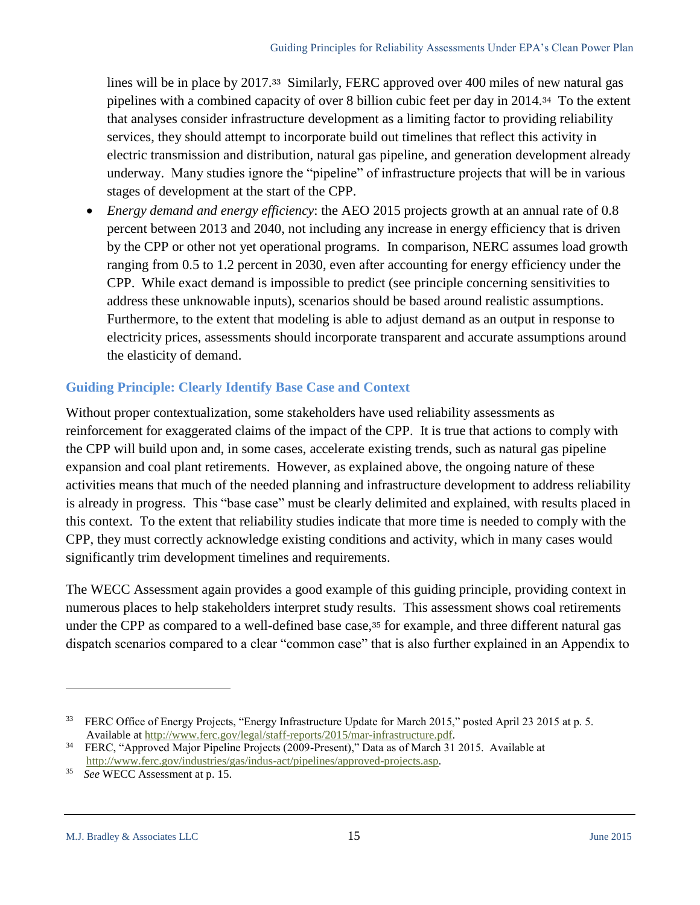lines will be in place by 2017.[33] Similarly, FERC approved over 400 miles of new natural gas pipelines with a combined capacity of over 8 billion cubic feet per day in 2014.[34] To the extent that analyses consider infrastructure development as a limiting factor to providing reliability services, they should attempt to incorporate build out timelines that reflect this activity in electric transmission and distribution, natural gas pipeline, and generation development already underway. Many studies ignore the "pipeline" of infrastructure projects that will be in various stages of development at the start of the CPP.

- *Energy demand and energy efficiency*: the AEO 2015 projects growth at an annual rate of 0.8 percent between 2013 and 2040, not including any increase in energy efficiency that is driven by the CPP or other not yet operational programs. In comparison, NERC assumes load growth ranging from 0.5 to 1.2 percent in 2030, even after accounting for energy efficiency under the CPP. While exact demand is impossible to predict (see principle concerning sensitivities to address these unknowable inputs), scenarios should be based around realistic assumptions. Furthermore, to the extent that modeling is able to adjust demand as an output in response to electricity prices, assessments should incorporate transparent and accurate assumptions around the elasticity of demand.

### Guiding Principle: Clearly Identify Base Case and Context

Without proper contextualization, some stakeholders have used reliability assessments as reinforcement for exaggerated claims of the impact of the CPP. It is true that actions to comply with the CPP will build upon and, in some cases, accelerate existing trends, such as natural gas pipeline expansion and coal plant retirements. However, as explained above, the ongoing nature of these activities means that much of the needed planning and infrastructure development to address reliability is already in progress. This "base case" must be clearly delimited and explained, with results placed in this context. To the extent that reliability studies indicate that more time is needed to comply with the CPP, they must correctly acknowledge existing conditions and activity, which in many cases would significantly trim development timelines and requirements.

The WECC Assessment again provides a good example of this guiding principle, providing context in numerous places to help stakeholders interpret study results. This assessment shows coal retirements under the CPP as compared to a well-defined base case,[35] for example, and three different natural gas dispatch scenarios compared to a clear "common case" that is also further explained in an Appendix to

---

[33] FERC Office of Energy Projects, "Energy Infrastructure Update for March 2015," posted April 23 2015 at p. 5. Available at http://www.ferc.gov/legal/staff-reports/2015/mar-infrastructure.pdf.

[34] FERC, "Approved Major Pipeline Projects (2009-Present)," Data as of March 31 2015. Available at http://www.ferc.gov/industries/gas/indus-act/pipelines/approved-projects.asp.

[35] *See* WECC Assessment at p. 15.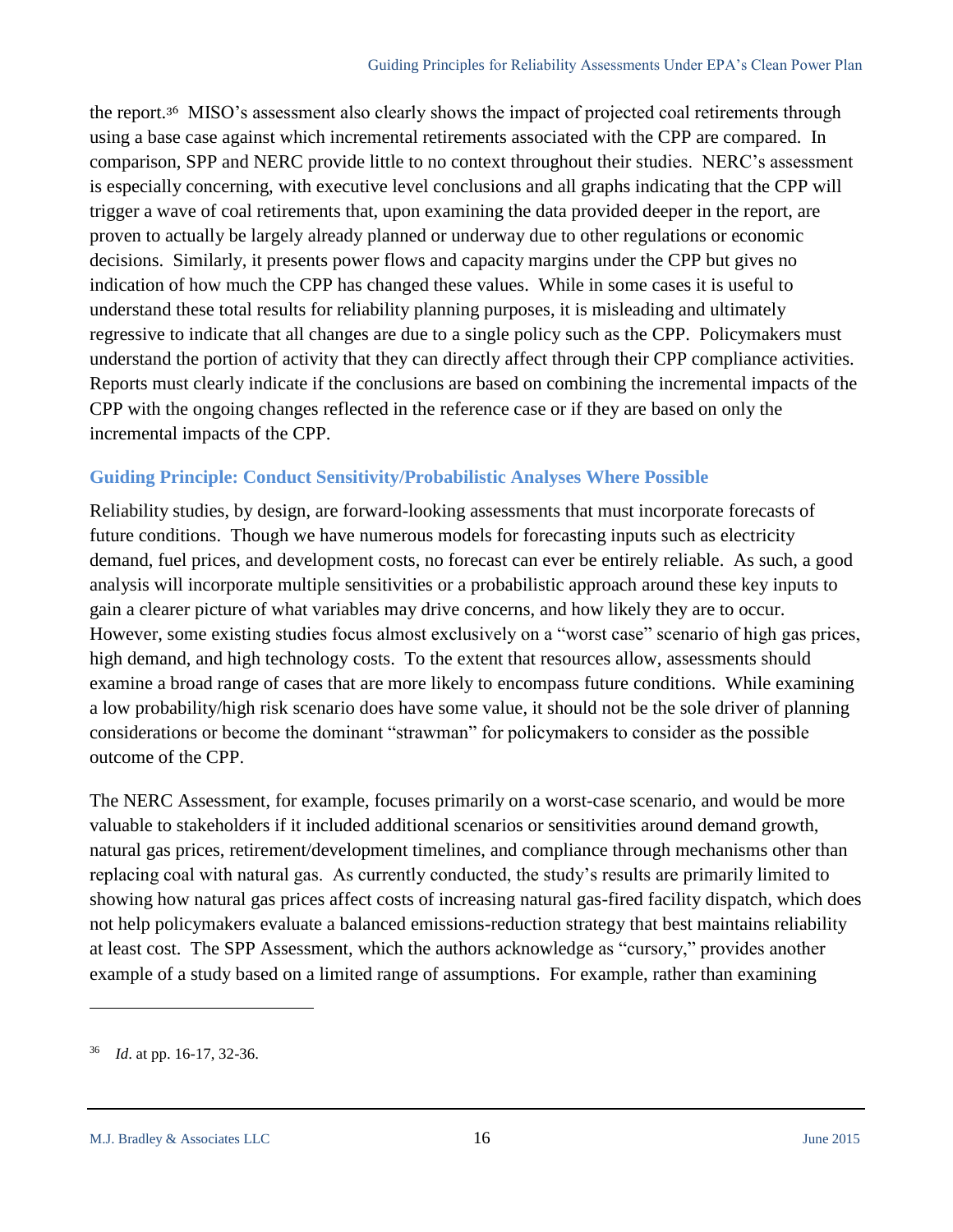the report.[36] MISO's assessment also clearly shows the impact of projected coal retirements through using a base case against which incremental retirements associated with the CPP are compared. In comparison, SPP and NERC provide little to no context throughout their studies. NERC's assessment is especially concerning, with executive level conclusions and all graphs indicating that the CPP will trigger a wave of coal retirements that, upon examining the data provided deeper in the report, are proven to actually be largely already planned or underway due to other regulations or economic decisions. Similarly, it presents power flows and capacity margins under the CPP but gives no indication of how much the CPP has changed these values. While in some cases it is useful to understand these total results for reliability planning purposes, it is misleading and ultimately regressive to indicate that all changes are due to a single policy such as the CPP. Policymakers must understand the portion of activity that they can directly affect through their CPP compliance activities. Reports must clearly indicate if the conclusions are based on combining the incremental impacts of the CPP with the ongoing changes reflected in the reference case or if they are based on only the incremental impacts of the CPP.

### Guiding Principle: Conduct Sensitivity/Probabilistic Analyses Where Possible

Reliability studies, by design, are forward-looking assessments that must incorporate forecasts of future conditions. Though we have numerous models for forecasting inputs such as electricity demand, fuel prices, and development costs, no forecast can ever be entirely reliable. As such, a good analysis will incorporate multiple sensitivities or a probabilistic approach around these key inputs to gain a clearer picture of what variables may drive concerns, and how likely they are to occur. However, some existing studies focus almost exclusively on a "worst case" scenario of high gas prices, high demand, and high technology costs. To the extent that resources allow, assessments should examine a broad range of cases that are more likely to encompass future conditions. While examining a low probability/high risk scenario does have some value, it should not be the sole driver of planning considerations or become the dominant "strawman" for policymakers to consider as the possible outcome of the CPP.

The NERC Assessment, for example, focuses primarily on a worst-case scenario, and would be more valuable to stakeholders if it included additional scenarios or sensitivities around demand growth, natural gas prices, retirement/development timelines, and compliance through mechanisms other than replacing coal with natural gas. As currently conducted, the study's results are primarily limited to showing how natural gas prices affect costs of increasing natural gas-fired facility dispatch, which does not help policymakers evaluate a balanced emissions-reduction strategy that best maintains reliability at least cost. The SPP Assessment, which the authors acknowledge as "cursory," provides another example of a study based on a limited range of assumptions. For example, rather than examining

---

[36] *Id*. at pp. 16-17, 32-36.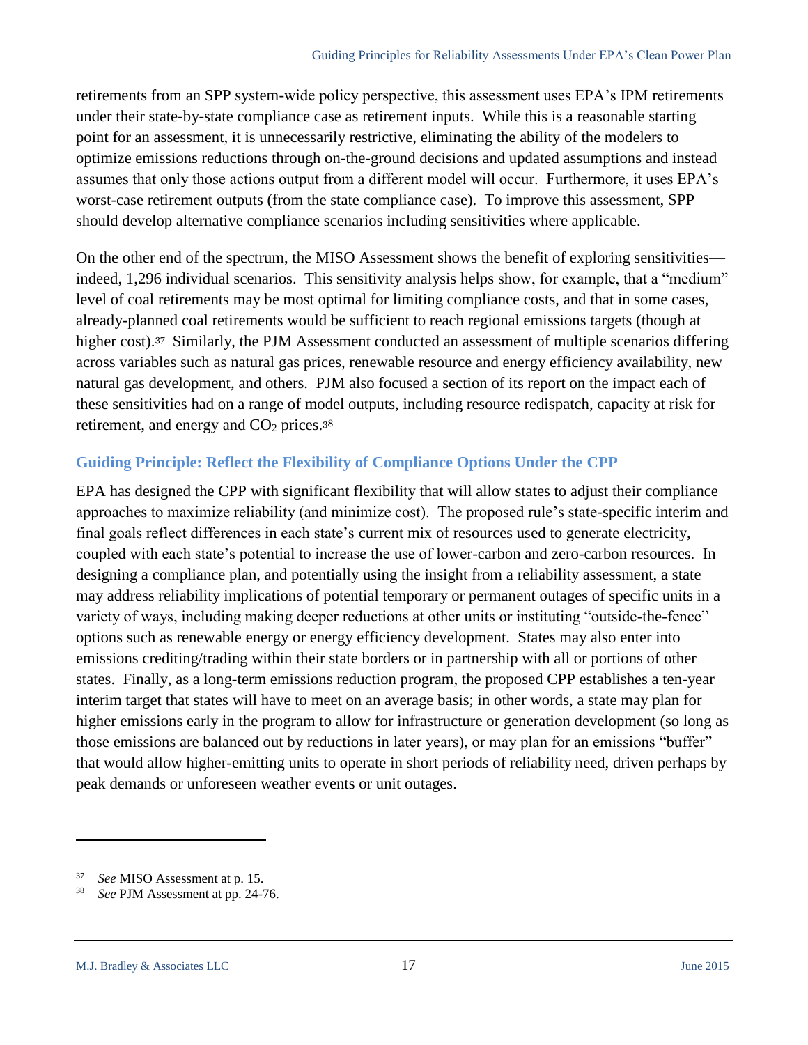retirements from an SPP system-wide policy perspective, this assessment uses EPA's IPM retirements under their state-by-state compliance case as retirement inputs. While this is a reasonable starting point for an assessment, it is unnecessarily restrictive, eliminating the ability of the modelers to optimize emissions reductions through on-the-ground decisions and updated assumptions and instead assumes that only those actions output from a different model will occur. Furthermore, it uses EPA's worst-case retirement outputs (from the state compliance case). To improve this assessment, SPP should develop alternative compliance scenarios including sensitivities where applicable.

On the other end of the spectrum, the MISO Assessment shows the benefit of exploring sensitivities—indeed, 1,296 individual scenarios. This sensitivity analysis helps show, for example, that a "medium" level of coal retirements may be most optimal for limiting compliance costs, and that in some cases, already-planned coal retirements would be sufficient to reach regional emissions targets (though at higher cost).[37] Similarly, the PJM Assessment conducted an assessment of multiple scenarios differing across variables such as natural gas prices, renewable resource and energy efficiency availability, new natural gas development, and others. PJM also focused a section of its report on the impact each of these sensitivities had on a range of model outputs, including resource redispatch, capacity at risk for retirement, and energy and $CO_2$ prices.[38]

### Guiding Principle: Reflect the Flexibility of Compliance Options Under the CPP

EPA has designed the CPP with significant flexibility that will allow states to adjust their compliance approaches to maximize reliability (and minimize cost). The proposed rule's state-specific interim and final goals reflect differences in each state's current mix of resources used to generate electricity, coupled with each state's potential to increase the use of lower-carbon and zero-carbon resources. In designing a compliance plan, and potentially using the insight from a reliability assessment, a state may address reliability implications of potential temporary or permanent outages of specific units in a variety of ways, including making deeper reductions at other units or instituting "outside-the-fence" options such as renewable energy or energy efficiency development. States may also enter into emissions crediting/trading within their state borders or in partnership with all or portions of other states. Finally, as a long-term emissions reduction program, the proposed CPP establishes a ten-year interim target that states will have to meet on an average basis; in other words, a state may plan for higher emissions early in the program to allow for infrastructure or generation development (so long as those emissions are balanced out by reductions in later years), or may plan for an emissions "buffer" that would allow higher-emitting units to operate in short periods of reliability need, driven perhaps by peak demands or unforeseen weather events or unit outages.

---

[37] *See* MISO Assessment at p. 15.

[38] *See* PJM Assessment at pp. 24-76.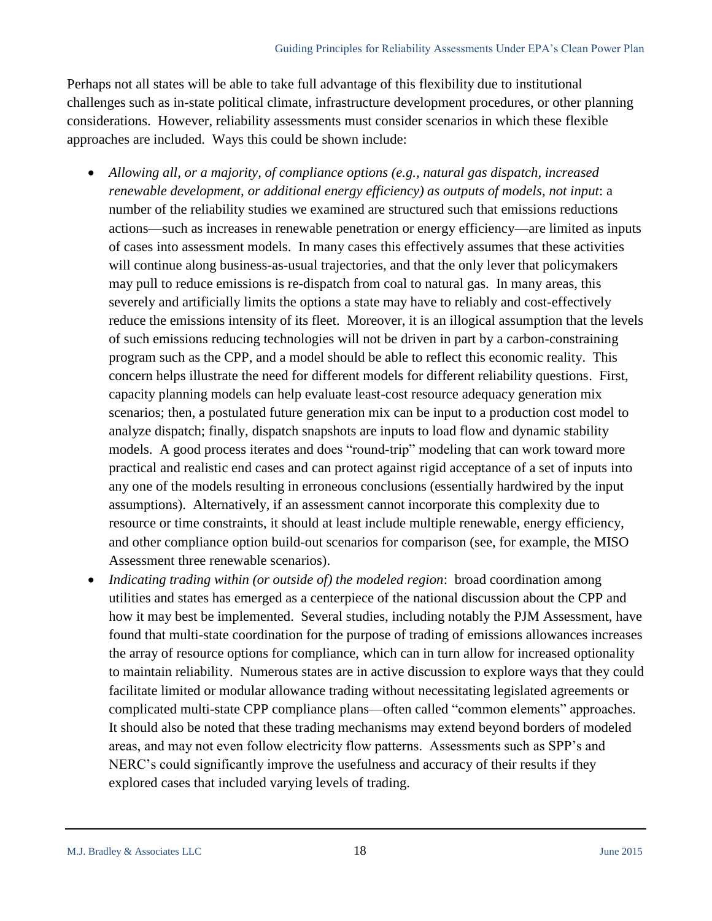Perhaps not all states will be able to take full advantage of this flexibility due to institutional challenges such as in-state political climate, infrastructure development procedures, or other planning considerations. However, reliability assessments must consider scenarios in which these flexible approaches are included. Ways this could be shown include:

- *Allowing all, or a majority, of compliance options (e.g., natural gas dispatch, increased renewable development, or additional energy efficiency) as outputs of models, not input*: a number of the reliability studies we examined are structured such that emissions reductions actions—such as increases in renewable penetration or energy efficiency—are limited as inputs of cases into assessment models. In many cases this effectively assumes that these activities will continue along business-as-usual trajectories, and that the only lever that policymakers may pull to reduce emissions is re-dispatch from coal to natural gas. In many areas, this severely and artificially limits the options a state may have to reliably and cost-effectively reduce the emissions intensity of its fleet. Moreover, it is an illogical assumption that the levels of such emissions reducing technologies will not be driven in part by a carbon-constraining program such as the CPP, and a model should be able to reflect this economic reality. This concern helps illustrate the need for different models for different reliability questions. First, capacity planning models can help evaluate least-cost resource adequacy generation mix scenarios; then, a postulated future generation mix can be input to a production cost model to analyze dispatch; finally, dispatch snapshots are inputs to load flow and dynamic stability models. A good process iterates and does "round-trip" modeling that can work toward more practical and realistic end cases and can protect against rigid acceptance of a set of inputs into any one of the models resulting in erroneous conclusions (essentially hardwired by the input assumptions). Alternatively, if an assessment cannot incorporate this complexity due to resource or time constraints, it should at least include multiple renewable, energy efficiency, and other compliance option build-out scenarios for comparison (see, for example, the MISO Assessment three renewable scenarios).
- *Indicating trading within (or outside of) the modeled region*: broad coordination among utilities and states has emerged as a centerpiece of the national discussion about the CPP and how it may best be implemented. Several studies, including notably the PJM Assessment, have found that multi-state coordination for the purpose of trading of emissions allowances increases the array of resource options for compliance, which can in turn allow for increased optionality to maintain reliability. Numerous states are in active discussion to explore ways that they could facilitate limited or modular allowance trading without necessitating legislated agreements or complicated multi-state CPP compliance plans—often called "common elements" approaches. It should also be noted that these trading mechanisms may extend beyond borders of modeled areas, and may not even follow electricity flow patterns. Assessments such as SPP's and NERC's could significantly improve the usefulness and accuracy of their results if they explored cases that included varying levels of trading.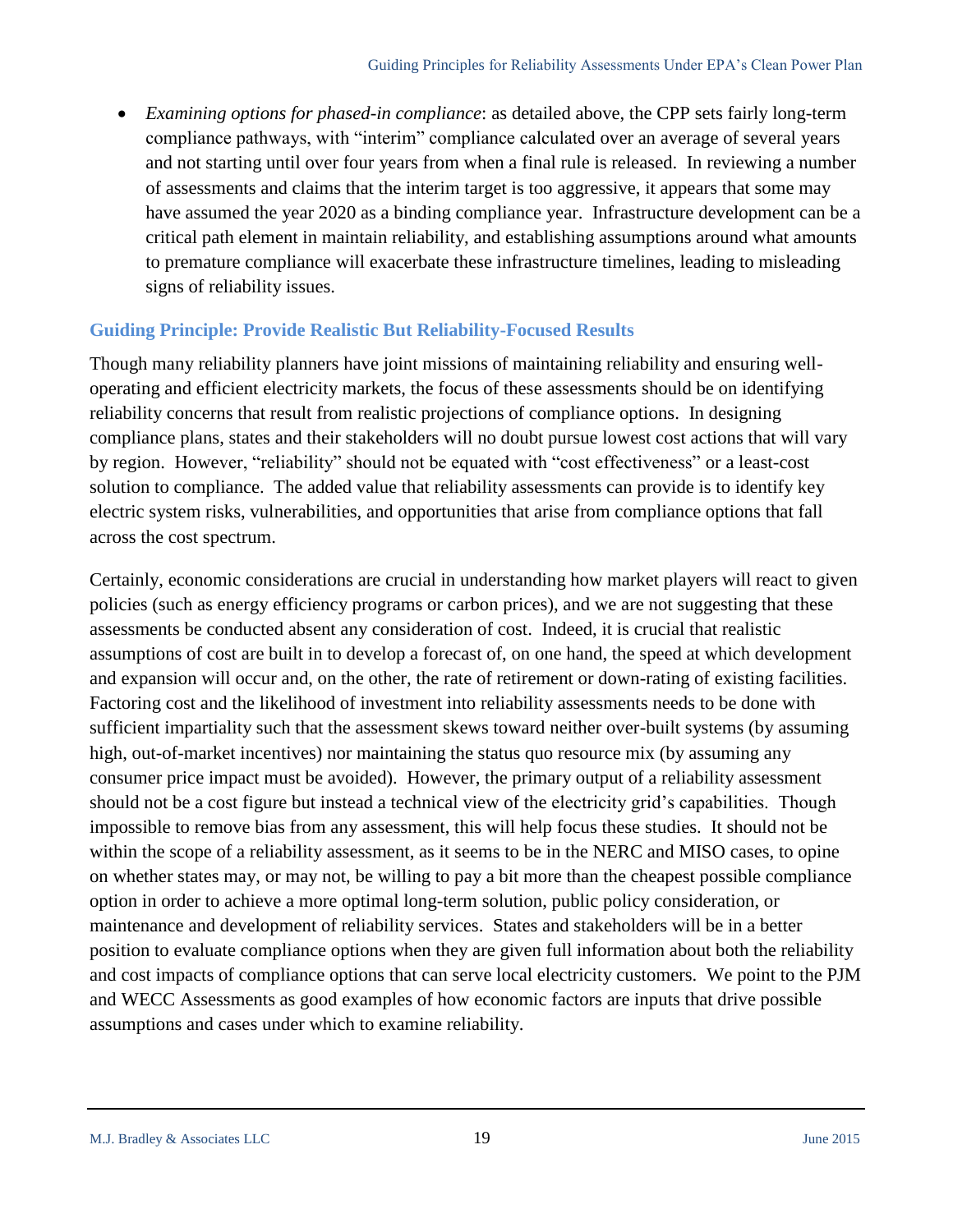- *Examining options for phased-in compliance*: as detailed above, the CPP sets fairly long-term compliance pathways, with "interim" compliance calculated over an average of several years and not starting until over four years from when a final rule is released. In reviewing a number of assessments and claims that the interim target is too aggressive, it appears that some may have assumed the year 2020 as a binding compliance year. Infrastructure development can be a critical path element in maintain reliability, and establishing assumptions around what amounts to premature compliance will exacerbate these infrastructure timelines, leading to misleading signs of reliability issues.

### Guiding Principle: Provide Realistic But Reliability-Focused Results

Though many reliability planners have joint missions of maintaining reliability and ensuring well-operating and efficient electricity markets, the focus of these assessments should be on identifying reliability concerns that result from realistic projections of compliance options. In designing compliance plans, states and their stakeholders will no doubt pursue lowest cost actions that will vary by region. However, "reliability" should not be equated with "cost effectiveness" or a least-cost solution to compliance. The added value that reliability assessments can provide is to identify key electric system risks, vulnerabilities, and opportunities that arise from compliance options that fall across the cost spectrum.

Certainly, economic considerations are crucial in understanding how market players will react to given policies (such as energy efficiency programs or carbon prices), and we are not suggesting that these assessments be conducted absent any consideration of cost. Indeed, it is crucial that realistic assumptions of cost are built in to develop a forecast of, on one hand, the speed at which development and expansion will occur and, on the other, the rate of retirement or down-rating of existing facilities. Factoring cost and the likelihood of investment into reliability assessments needs to be done with sufficient impartiality such that the assessment skews toward neither over-built systems (by assuming high, out-of-market incentives) nor maintaining the status quo resource mix (by assuming any consumer price impact must be avoided). However, the primary output of a reliability assessment should not be a cost figure but instead a technical view of the electricity grid's capabilities. Though impossible to remove bias from any assessment, this will help focus these studies. It should not be within the scope of a reliability assessment, as it seems to be in the NERC and MISO cases, to opine on whether states may, or may not, be willing to pay a bit more than the cheapest possible compliance option in order to achieve a more optimal long-term solution, public policy consideration, or maintenance and development of reliability services. States and stakeholders will be in a better position to evaluate compliance options when they are given full information about both the reliability and cost impacts of compliance options that can serve local electricity customers. We point to the PJM and WECC Assessments as good examples of how economic factors are inputs that drive possible assumptions and cases under which to examine reliability.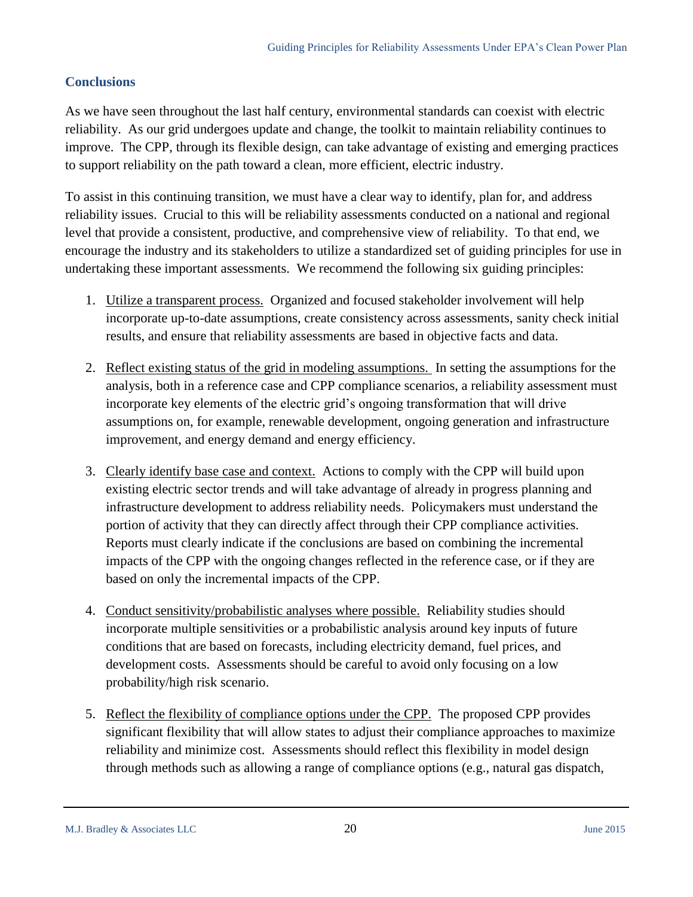## Conclusions

As we have seen throughout the last half century, environmental standards can coexist with electric reliability. As our grid undergoes update and change, the toolkit to maintain reliability continues to improve. The CPP, through its flexible design, can take advantage of existing and emerging practices to support reliability on the path toward a clean, more efficient, electric industry.

To assist in this continuing transition, we must have a clear way to identify, plan for, and address reliability issues. Crucial to this will be reliability assessments conducted on a national and regional level that provide a consistent, productive, and comprehensive view of reliability. To that end, we encourage the industry and its stakeholders to utilize a standardized set of guiding principles for use in undertaking these important assessments. We recommend the following six guiding principles:

1. Utilize a transparent process. Organized and focused stakeholder involvement will help incorporate up-to-date assumptions, create consistency across assessments, sanity check initial results, and ensure that reliability assessments are based in objective facts and data.

2. Reflect existing status of the grid in modeling assumptions. In setting the assumptions for the analysis, both in a reference case and CPP compliance scenarios, a reliability assessment must incorporate key elements of the electric grid's ongoing transformation that will drive assumptions on, for example, renewable development, ongoing generation and infrastructure improvement, and energy demand and energy efficiency.

3. Clearly identify base case and context. Actions to comply with the CPP will build upon existing electric sector trends and will take advantage of already in progress planning and infrastructure development to address reliability needs. Policymakers must understand the portion of activity that they can directly affect through their CPP compliance activities. Reports must clearly indicate if the conclusions are based on combining the incremental impacts of the CPP with the ongoing changes reflected in the reference case, or if they are based on only the incremental impacts of the CPP.

4. Conduct sensitivity/probabilistic analyses where possible. Reliability studies should incorporate multiple sensitivities or a probabilistic analysis around key inputs of future conditions that are based on forecasts, including electricity demand, fuel prices, and development costs. Assessments should be careful to avoid only focusing on a low probability/high risk scenario.

5. Reflect the flexibility of compliance options under the CPP. The proposed CPP provides significant flexibility that will allow states to adjust their compliance approaches to maximize reliability and minimize cost. Assessments should reflect this flexibility in model design through methods such as allowing a range of compliance options (e.g., natural gas dispatch,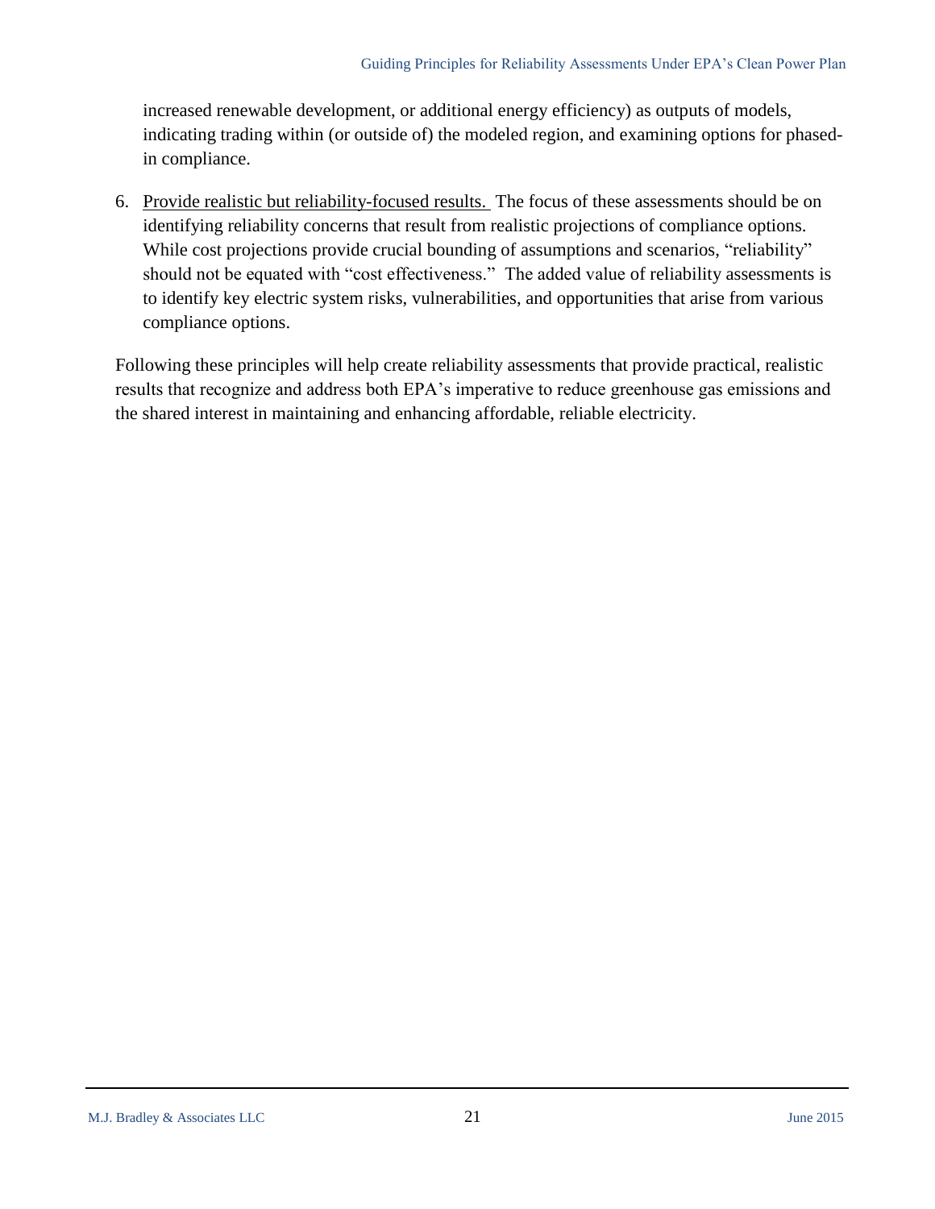increased renewable development, or additional energy efficiency) as outputs of models, indicating trading within (or outside of) the modeled region, and examining options for phased-in compliance.

6. Provide realistic but reliability-focused results. The focus of these assessments should be on identifying reliability concerns that result from realistic projections of compliance options. While cost projections provide crucial bounding of assumptions and scenarios, "reliability" should not be equated with "cost effectiveness." The added value of reliability assessments is to identify key electric system risks, vulnerabilities, and opportunities that arise from various compliance options.

Following these principles will help create reliability assessments that provide practical, realistic results that recognize and address both EPA's imperative to reduce greenhouse gas emissions and the shared interest in maintaining and enhancing affordable, reliable electricity.